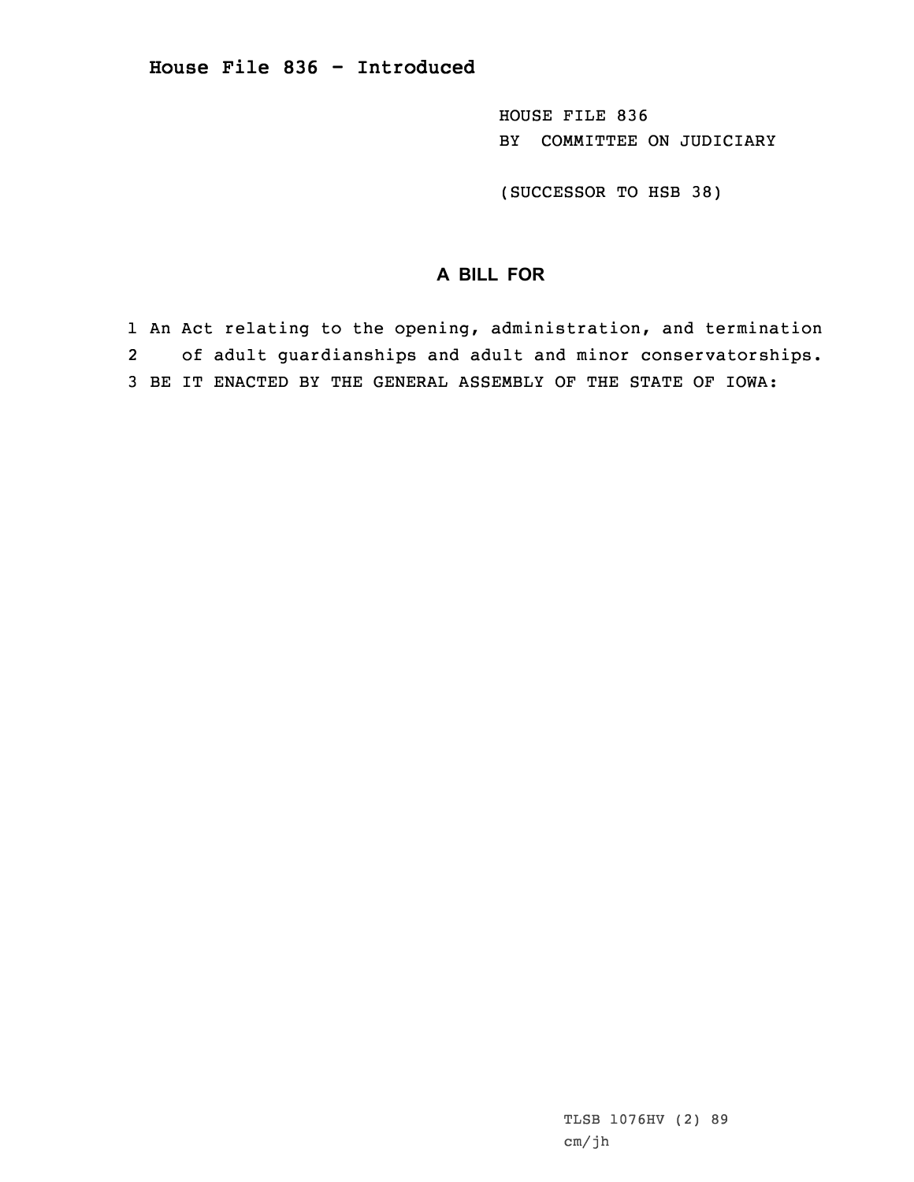# House File 836 - Introduced

HOUSE FILE 836
BY COMMITTEE ON JUDICIARY

(SUCCESSOR TO HSB 38)

## A BILL FOR

1 An Act relating to the opening, administration, and termination
2 of adult guardianships and adult and minor conservatorships.
3 BE IT ENACTED BY THE GENERAL ASSEMBLY OF THE STATE OF IOWA:

TLSB 1076HV (2) 89
cm/jh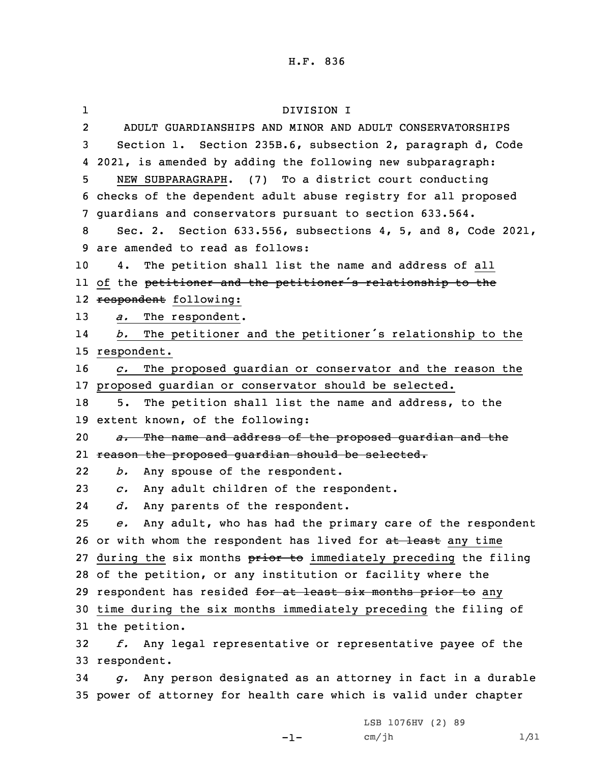H.F. 836

DIVISION I

ADULT GUARDIANSHIPS AND MINOR AND ADULT CONSERVATORSHIPS

Section 1. Section 235B.6, subsection 2, paragraph d, Code 2021, is amended by adding the following new subparagraph:

NEW SUBPARAGRAPH. (7) To a district court conducting checks of the dependent adult abuse registry for all proposed guardians and conservators pursuant to section 633.564.

Sec. 2. Section 633.556, subsections 4, 5, and 8, Code 2021, are amended to read as follows:

4. The petition shall list the name and address of all of the ~~petitioner and the petitioner's relationship to the respondent~~ following:

*a.* The respondent.

*b.* The petitioner and the petitioner's relationship to the respondent.

*c.* The proposed guardian or conservator and the reason the proposed guardian or conservator should be selected.

5. The petition shall list the name and address, to the extent known, of the following:

~~*a.* The name and address of the proposed guardian and the reason the proposed guardian should be selected.~~

*b.* Any spouse of the respondent.

*c.* Any adult children of the respondent.

*d.* Any parents of the respondent.

*e.* Any adult, who has had the primary care of the respondent or with whom the respondent has lived for ~~at least~~ any time during the six months ~~prior to~~ immediately preceding the filing of the petition, or any institution or facility where the respondent has resided ~~for at least six months prior to~~ any time during the six months immediately preceding the filing of the petition.

*f.* Any legal representative or representative payee of the respondent.

*g.* Any person designated as an attorney in fact in a durable power of attorney for health care which is valid under chapter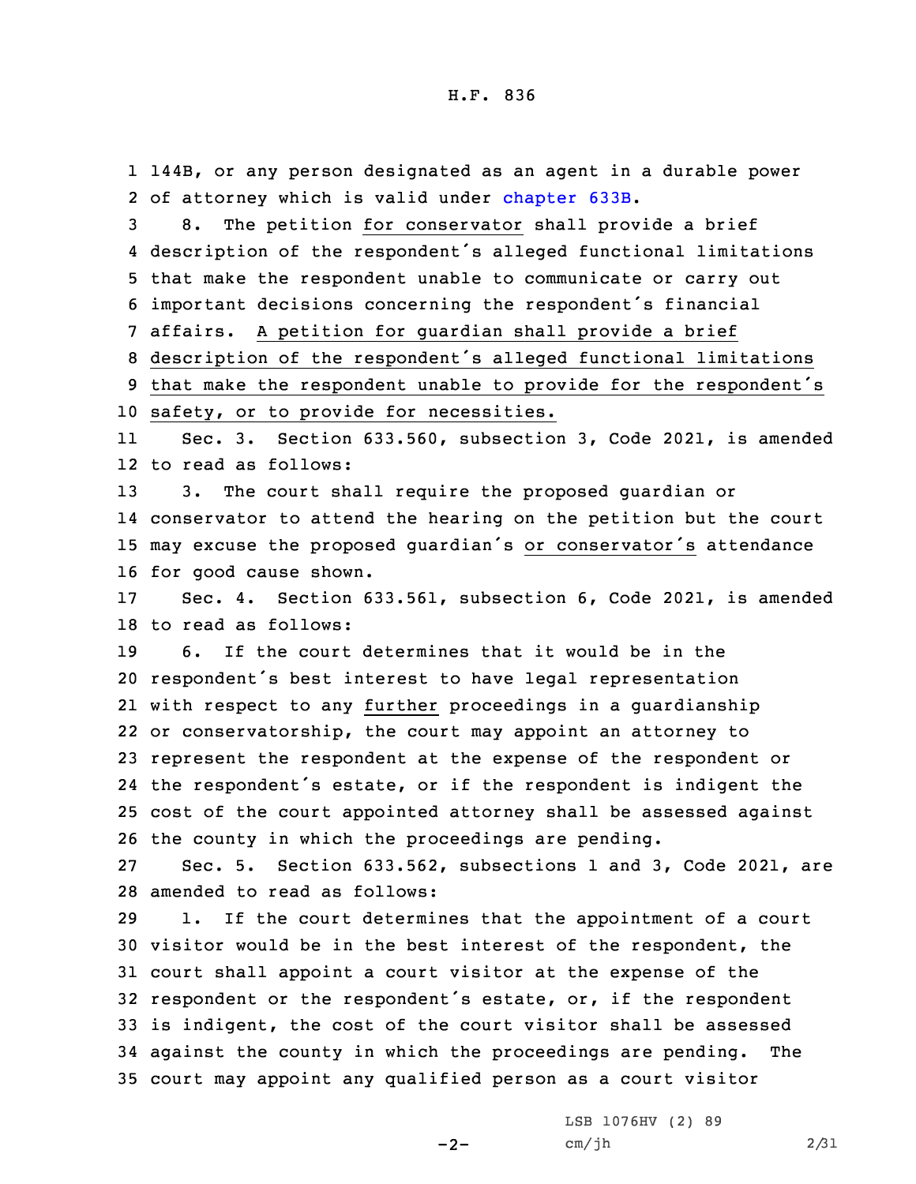144B, or any person designated as an agent in a durable power of attorney which is valid under chapter 633B.

8. The petition for conservator shall provide a brief description of the respondent's alleged functional limitations that make the respondent unable to communicate or carry out important decisions concerning the respondent's financial affairs. A petition for guardian shall provide a brief description of the respondent's alleged functional limitations that make the respondent unable to provide for the respondent's safety, or to provide for necessities.

Sec. 3. Section 633.560, subsection 3, Code 2021, is amended to read as follows:

3. The court shall require the proposed guardian or conservator to attend the hearing on the petition but the court may excuse the proposed guardian's or conservator's attendance for good cause shown.

Sec. 4. Section 633.561, subsection 6, Code 2021, is amended to read as follows:

6. If the court determines that it would be in the respondent's best interest to have legal representation with respect to any further proceedings in a guardianship or conservatorship, the court may appoint an attorney to represent the respondent at the expense of the respondent or the respondent's estate, or if the respondent is indigent the cost of the court appointed attorney shall be assessed against the county in which the proceedings are pending.

Sec. 5. Section 633.562, subsections 1 and 3, Code 2021, are amended to read as follows:

1. If the court determines that the appointment of a court visitor would be in the best interest of the respondent, the court shall appoint a court visitor at the expense of the respondent or the respondent's estate, or, if the respondent is indigent, the cost of the court visitor shall be assessed against the county in which the proceedings are pending. The court may appoint any qualified person as a court visitor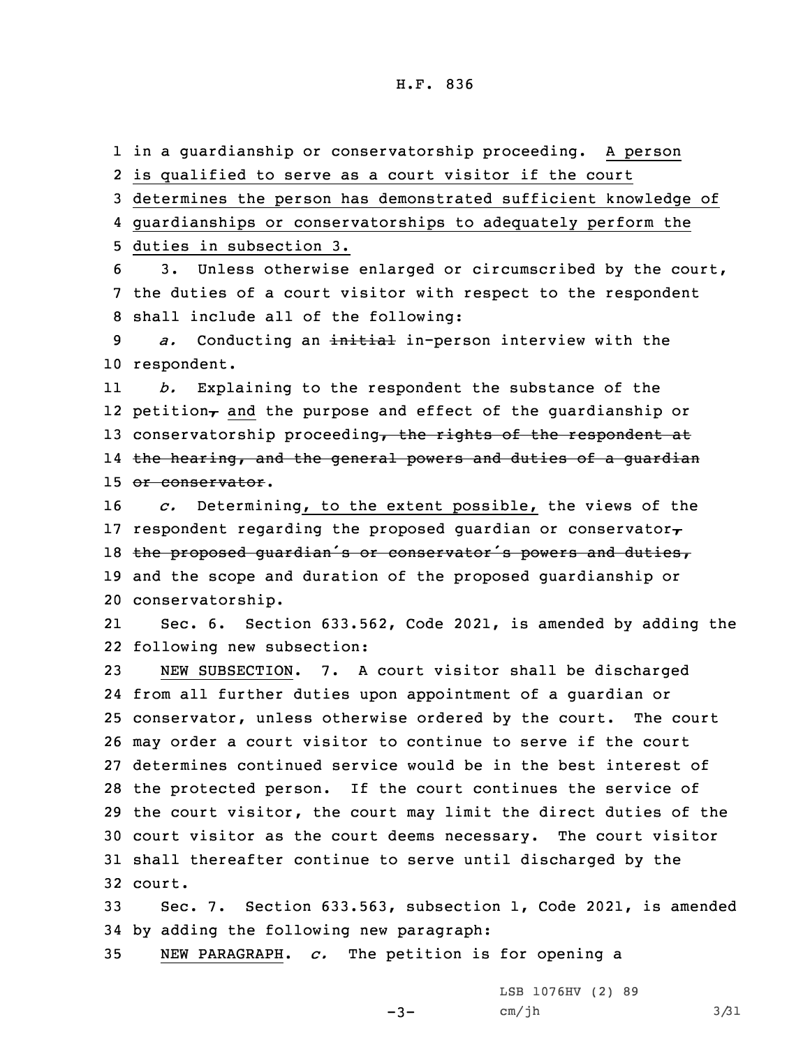in a guardianship or conservatorship proceeding. A person is qualified to serve as a court visitor if the court determines the person has demonstrated sufficient knowledge of guardianships or conservatorships to adequately perform the duties in subsection 3.

3. Unless otherwise enlarged or circumscribed by the court, the duties of a court visitor with respect to the respondent shall include all of the following:

*a.* Conducting an ~~initial~~ in-person interview with the respondent.

*b.* Explaining to the respondent the substance of the petition~~,~~ and the purpose and effect of the guardianship or conservatorship proceeding~~, the rights of the respondent at the hearing, and the general powers and duties of a guardian or conservator~~.

*c.* Determining, to the extent possible, the views of the respondent regarding the proposed guardian or conservator~~, the proposed guardian's or conservator's powers and duties,~~ and the scope and duration of the proposed guardianship or conservatorship.

Sec. 6. Section 633.562, Code 2021, is amended by adding the following new subsection:

NEW SUBSECTION. 7. A court visitor shall be discharged from all further duties upon appointment of a guardian or conservator, unless otherwise ordered by the court. The court may order a court visitor to continue to serve if the court determines continued service would be in the best interest of the protected person. If the court continues the service of the court visitor, the court may limit the direct duties of the court visitor as the court deems necessary. The court visitor shall thereafter continue to serve until discharged by the court.

Sec. 7. Section 633.563, subsection 1, Code 2021, is amended by adding the following new paragraph:

NEW PARAGRAPH. *c.* The petition is for opening a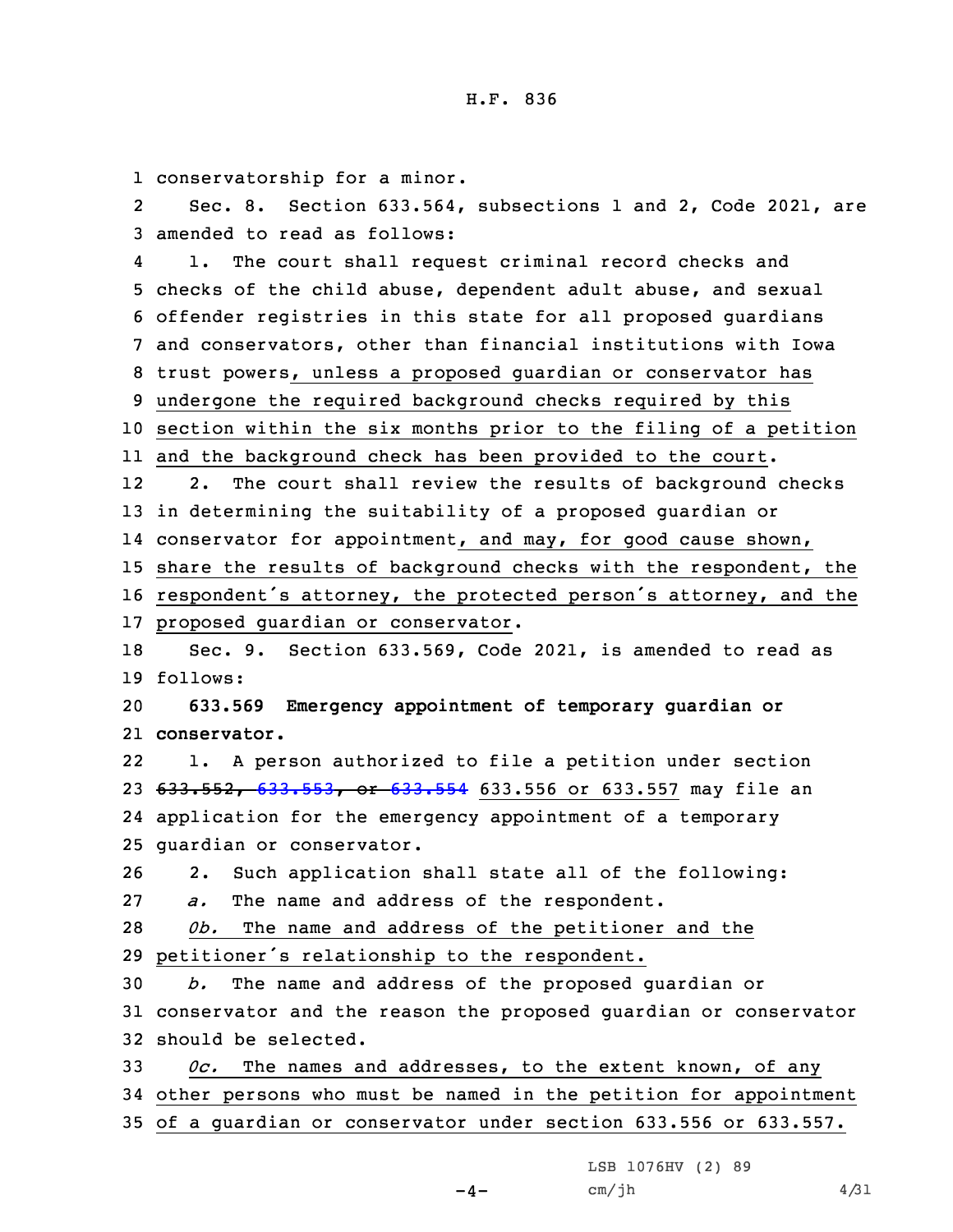conservatorship for a minor.

Sec. 8. Section 633.564, subsections 1 and 2, Code 2021, are amended to read as follows:

1. The court shall request criminal record checks and checks of the child abuse, dependent adult abuse, and sexual offender registries in this state for all proposed guardians and conservators, other than financial institutions with Iowa trust powers, unless a proposed guardian or conservator has undergone the required background checks required by this section within the six months prior to the filing of a petition and the background check has been provided to the court.

2. The court shall review the results of background checks in determining the suitability of a proposed guardian or conservator for appointment, and may, for good cause shown, share the results of background checks with the respondent, the respondent's attorney, the protected person's attorney, and the proposed guardian or conservator.

Sec. 9. Section 633.569, Code 2021, is amended to read as follows:

**633.569 Emergency appointment of temporary guardian or conservator.**

1. A person authorized to file a petition under section ~~633.552, 633.553, or 633.554~~ 633.556 or 633.557 may file an application for the emergency appointment of a temporary guardian or conservator.

2. Such application shall state all of the following:

*a.* The name and address of the respondent.

*0b.* The name and address of the petitioner and the petitioner's relationship to the respondent.

*b.* The name and address of the proposed guardian or conservator and the reason the proposed guardian or conservator should be selected.

*0c.* The names and addresses, to the extent known, of any other persons who must be named in the petition for appointment of a guardian or conservator under section 633.556 or 633.557.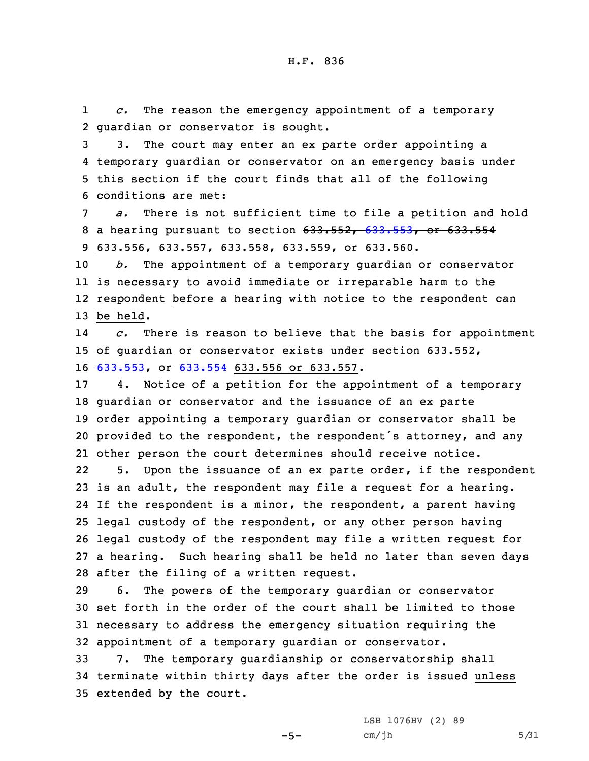*c.* The reason the emergency appointment of a temporary guardian or conservator is sought.

3. The court may enter an ex parte order appointing a temporary guardian or conservator on an emergency basis under this section if the court finds that all of the following conditions are met:

*a.* There is not sufficient time to file a petition and hold a hearing pursuant to section ~~633.552, 633.553, or 633.554~~ 633.556, 633.557, 633.558, 633.559, or 633.560.

*b.* The appointment of a temporary guardian or conservator is necessary to avoid immediate or irreparable harm to the respondent before a hearing with notice to the respondent can be held.

*c.* There is reason to believe that the basis for appointment of guardian or conservator exists under section ~~633.552, 633.553, or 633.554~~ 633.556 or 633.557.

4. Notice of a petition for the appointment of a temporary guardian or conservator and the issuance of an ex parte order appointing a temporary guardian or conservator shall be provided to the respondent, the respondent's attorney, and any other person the court determines should receive notice.

5. Upon the issuance of an ex parte order, if the respondent is an adult, the respondent may file a request for a hearing. If the respondent is a minor, the respondent, a parent having legal custody of the respondent, or any other person having legal custody of the respondent may file a written request for a hearing. Such hearing shall be held no later than seven days after the filing of a written request.

6. The powers of the temporary guardian or conservator set forth in the order of the court shall be limited to those necessary to address the emergency situation requiring the appointment of a temporary guardian or conservator.

7. The temporary guardianship or conservatorship shall terminate within thirty days after the order is issued unless extended by the court.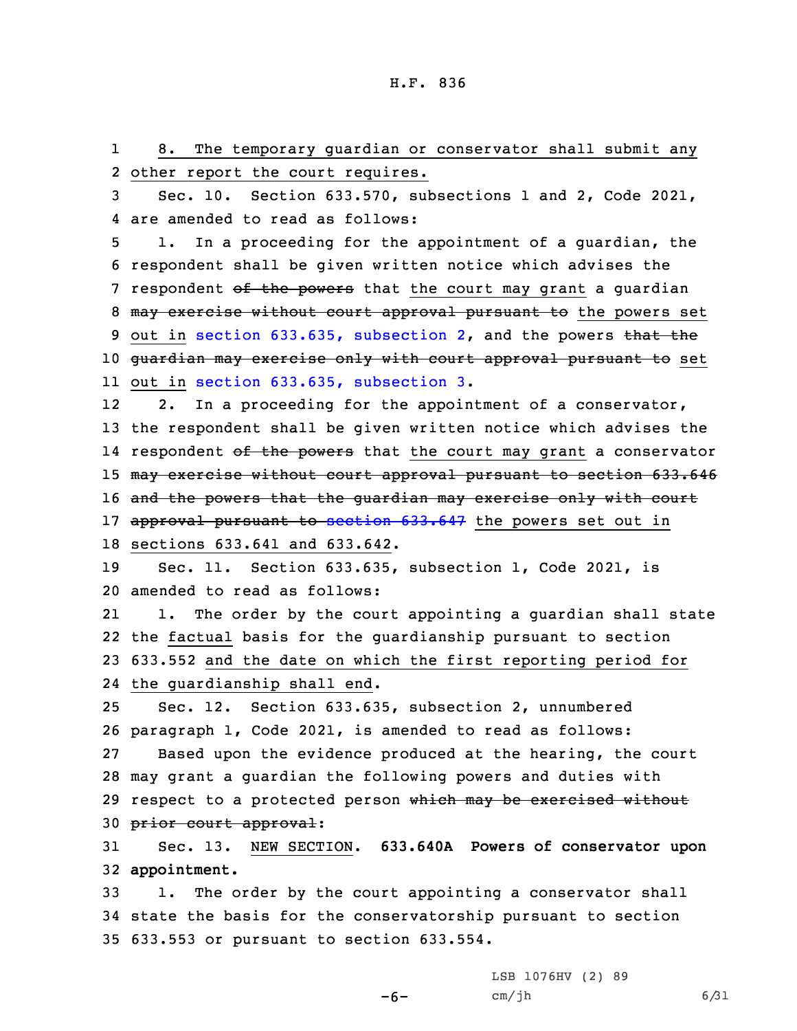8. The temporary guardian or conservator shall submit any other report the court requires.

Sec. 10. Section 633.570, subsections 1 and 2, Code 2021, are amended to read as follows:

1. In a proceeding for the appointment of a guardian, the respondent shall be given written notice which advises the respondent ~~of the powers~~ that the court may grant a guardian ~~may exercise without court approval pursuant to~~ the powers set out in section 633.635, subsection 2, and the powers ~~that the guardian may exercise only with court approval pursuant to~~ set out in section 633.635, subsection 3.

2. In a proceeding for the appointment of a conservator, the respondent shall be given written notice which advises the respondent ~~of the powers~~ that the court may grant a conservator ~~may exercise without court approval pursuant to section 633.646 and the powers that the guardian may exercise only with court approval pursuant to section 633.647~~ the powers set out in sections 633.641 and 633.642.

Sec. 11. Section 633.635, subsection 1, Code 2021, is amended to read as follows:

1. The order by the court appointing a guardian shall state the factual basis for the guardianship pursuant to section 633.552 and the date on which the first reporting period for the guardianship shall end.

Sec. 12. Section 633.635, subsection 2, unnumbered paragraph 1, Code 2021, is amended to read as follows:

Based upon the evidence produced at the hearing, the court may grant a guardian the following powers and duties with respect to a protected person ~~which may be exercised without prior court approval~~:

Sec. 13. NEW SECTION. **633.640A Powers of conservator upon appointment.**

1. The order by the court appointing a conservator shall state the basis for the conservatorship pursuant to section 633.553 or pursuant to section 633.554.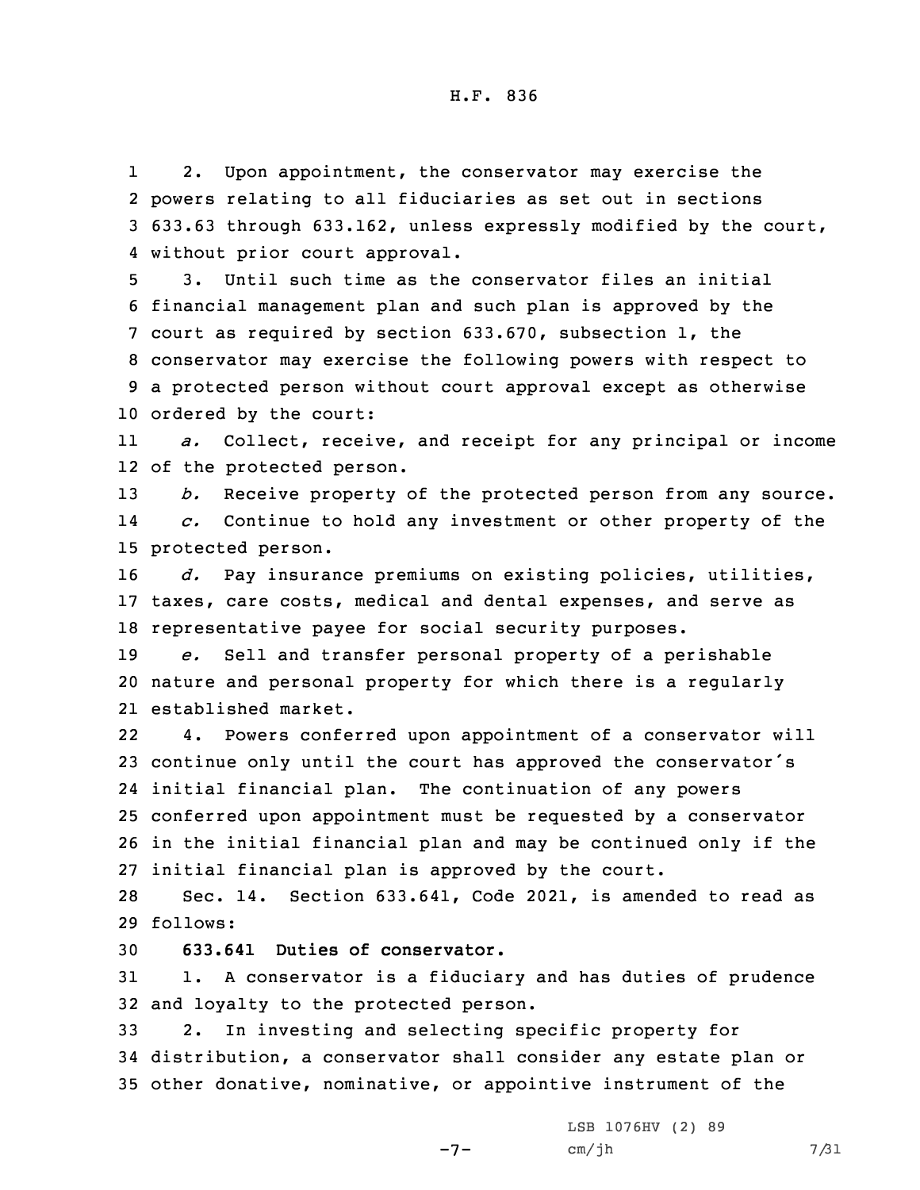2. Upon appointment, the conservator may exercise the powers relating to all fiduciaries as set out in sections 633.63 through 633.162, unless expressly modified by the court, without prior court approval.

3. Until such time as the conservator files an initial financial management plan and such plan is approved by the court as required by section 633.670, subsection 1, the conservator may exercise the following powers with respect to a protected person without court approval except as otherwise ordered by the court:

*a.* Collect, receive, and receipt for any principal or income of the protected person.

*b.* Receive property of the protected person from any source.

*c.* Continue to hold any investment or other property of the protected person.

*d.* Pay insurance premiums on existing policies, utilities, taxes, care costs, medical and dental expenses, and serve as representative payee for social security purposes.

*e.* Sell and transfer personal property of a perishable nature and personal property for which there is a regularly established market.

4. Powers conferred upon appointment of a conservator will continue only until the court has approved the conservator's initial financial plan. The continuation of any powers conferred upon appointment must be requested by a conservator in the initial financial plan and may be continued only if the initial financial plan is approved by the court.

Sec. 14. Section 633.641, Code 2021, is amended to read as follows:

**633.641 Duties of conservator.**

1. A conservator is a fiduciary and has duties of prudence and loyalty to the protected person.

2. In investing and selecting specific property for distribution, a conservator shall consider any estate plan or other donative, nominative, or appointive instrument of the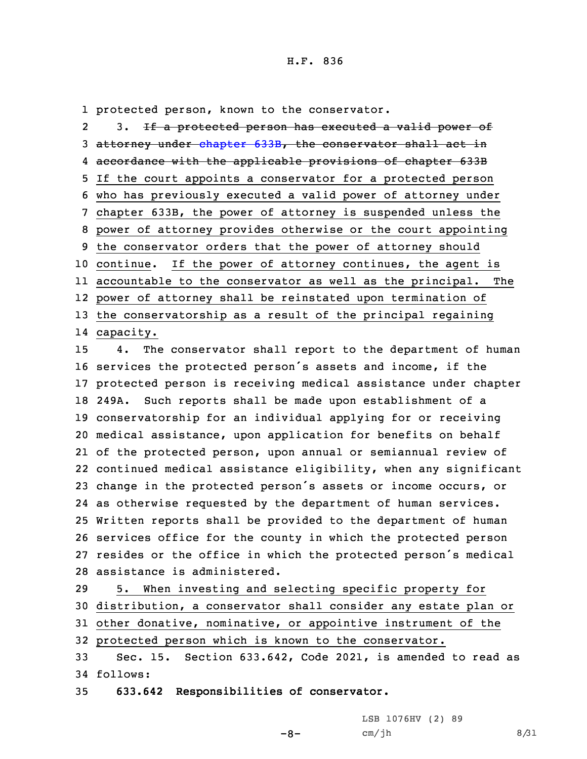protected person, known to the conservator.

3. ~~If a protected person has executed a valid power of attorney under chapter 633B, the conservator shall act in accordance with the applicable provisions of chapter 633B~~ If the court appoints a conservator for a protected person who has previously executed a valid power of attorney under chapter 633B, the power of attorney is suspended unless the power of attorney provides otherwise or the court appointing the conservator orders that the power of attorney should continue. If the power of attorney continues, the agent is accountable to the conservator as well as the principal. The power of attorney shall be reinstated upon termination of the conservatorship as a result of the principal regaining capacity.

4. The conservator shall report to the department of human services the protected person's assets and income, if the protected person is receiving medical assistance under chapter 249A. Such reports shall be made upon establishment of a conservatorship for an individual applying for or receiving medical assistance, upon application for benefits on behalf of the protected person, upon annual or semiannual review of continued medical assistance eligibility, when any significant change in the protected person's assets or income occurs, or as otherwise requested by the department of human services. Written reports shall be provided to the department of human services office for the county in which the protected person resides or the office in which the protected person's medical assistance is administered.

5. When investing and selecting specific property for distribution, a conservator shall consider any estate plan or other donative, nominative, or appointive instrument of the protected person which is known to the conservator.

Sec. 15. Section 633.642, Code 2021, is amended to read as follows:

**633.642 Responsibilities of conservator.**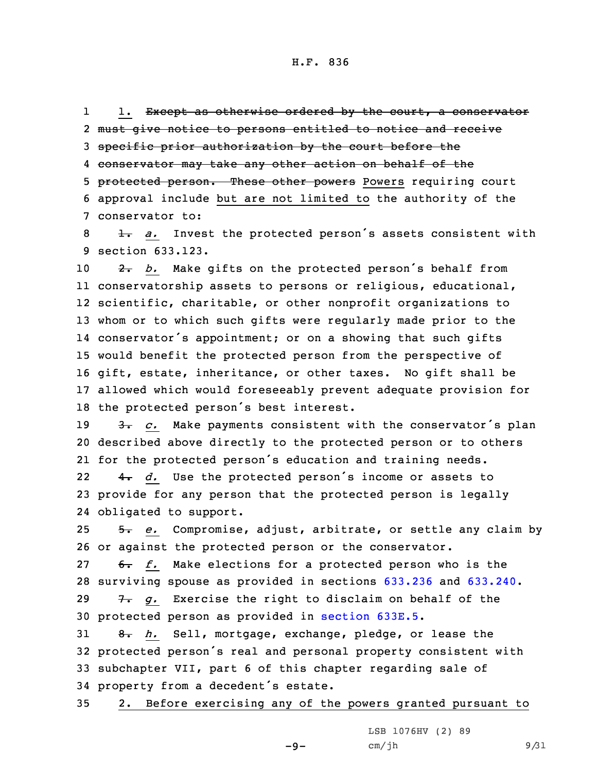1. ~~Except as otherwise ordered by the court, a conservator must give notice to persons entitled to notice and receive specific prior authorization by the court before the conservator may take any other action on behalf of the protected person. These other powers~~ Powers requiring court approval include but are not limited to the authority of the conservator to:

~~1.~~ *a.* Invest the protected person's assets consistent with section 633.123.

~~2.~~ *b.* Make gifts on the protected person's behalf from conservatorship assets to persons or religious, educational, scientific, charitable, or other nonprofit organizations to whom or to which such gifts were regularly made prior to the conservator's appointment; or on a showing that such gifts would benefit the protected person from the perspective of gift, estate, inheritance, or other taxes. No gift shall be allowed which would foreseeably prevent adequate provision for the protected person's best interest.

~~3.~~ *c.* Make payments consistent with the conservator's plan described above directly to the protected person or to others for the protected person's education and training needs.

~~4.~~ *d.* Use the protected person's income or assets to provide for any person that the protected person is legally obligated to support.

~~5.~~ *e.* Compromise, adjust, arbitrate, or settle any claim by or against the protected person or the conservator.

~~6.~~ *f.* Make elections for a protected person who is the surviving spouse as provided in sections 633.236 and 633.240.

~~7.~~ *g.* Exercise the right to disclaim on behalf of the protected person as provided in section 633E.5.

~~8.~~ *h.* Sell, mortgage, exchange, pledge, or lease the protected person's real and personal property consistent with subchapter VII, part 6 of this chapter regarding sale of property from a decedent's estate.

2. Before exercising any of the powers granted pursuant to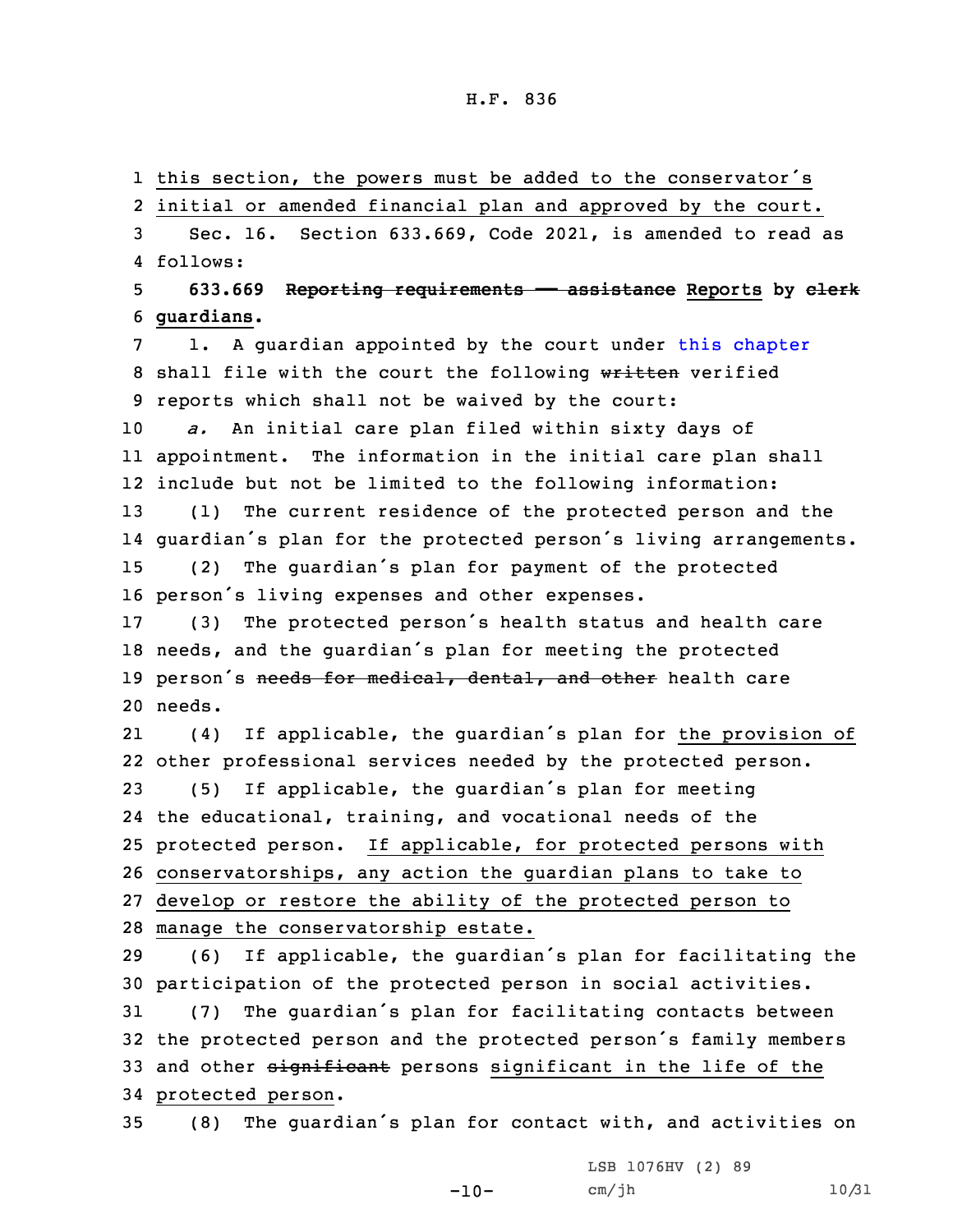this section, the powers must be added to the conservator's initial or amended financial plan and approved by the court.

Sec. 16. Section 633.669, Code 2021, is amended to read as follows:

**633.669 ~~Reporting requirements —— assistance~~ Reports by ~~clerk~~ guardians.**

1. A guardian appointed by the court under this chapter shall file with the court the following ~~written~~ verified reports which shall not be waived by the court:

*a.* An initial care plan filed within sixty days of appointment. The information in the initial care plan shall include but not be limited to the following information:

(1) The current residence of the protected person and the guardian's plan for the protected person's living arrangements.

(2) The guardian's plan for payment of the protected person's living expenses and other expenses.

(3) The protected person's health status and health care needs, and the guardian's plan for meeting the protected person's ~~needs for medical, dental, and other~~ health care needs.

(4) If applicable, the guardian's plan for the provision of other professional services needed by the protected person.

(5) If applicable, the guardian's plan for meeting the educational, training, and vocational needs of the protected person. If applicable, for protected persons with conservatorships, any action the guardian plans to take to develop or restore the ability of the protected person to manage the conservatorship estate.

(6) If applicable, the guardian's plan for facilitating the participation of the protected person in social activities.

(7) The guardian's plan for facilitating contacts between the protected person and the protected person's family members and other ~~significant~~ persons significant in the life of the protected person.

(8) The guardian's plan for contact with, and activities on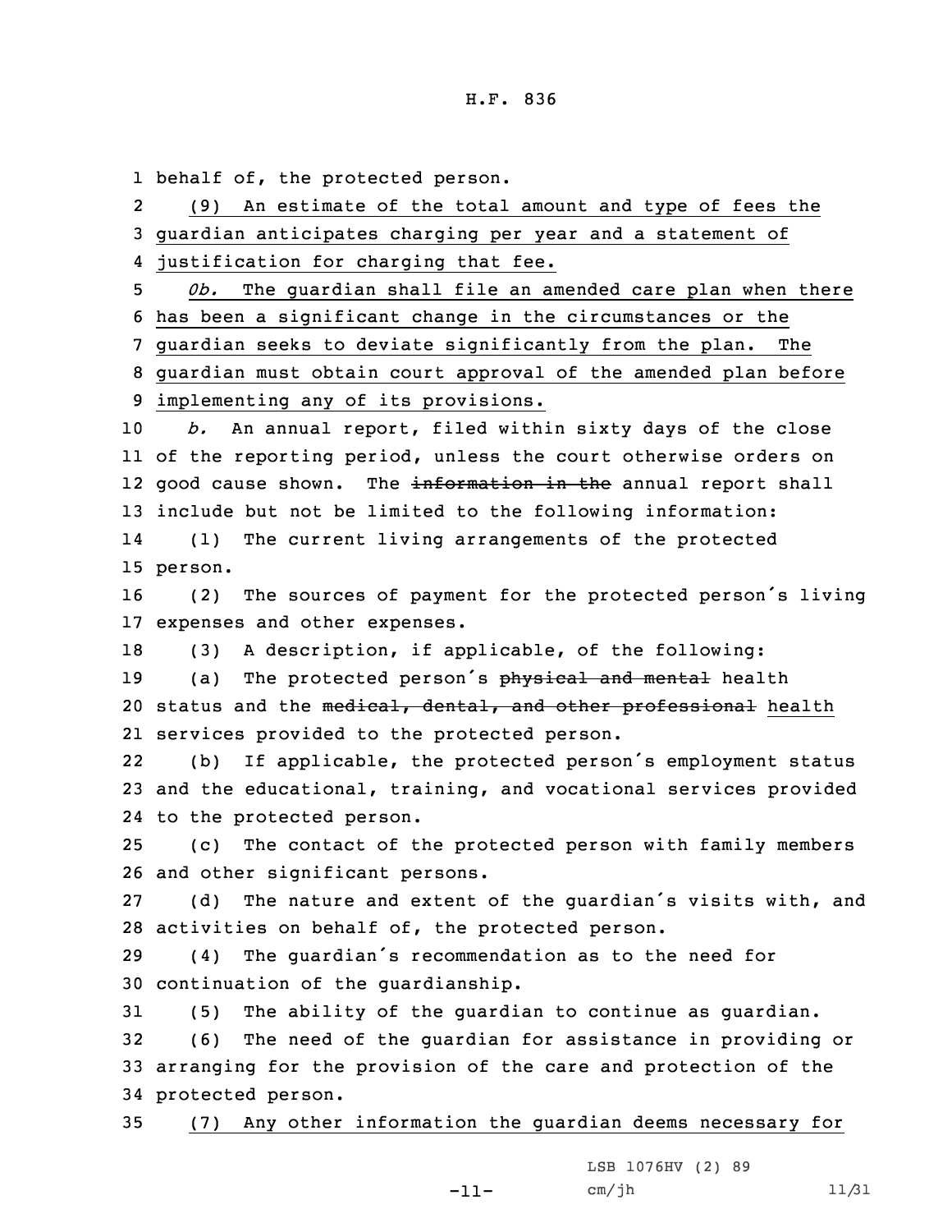behalf of, the protected person.

(9) An estimate of the total amount and type of fees the guardian anticipates charging per year and a statement of justification for charging that fee.

*0b.* The guardian shall file an amended care plan when there has been a significant change in the circumstances or the guardian seeks to deviate significantly from the plan. The guardian must obtain court approval of the amended plan before implementing any of its provisions.

*b.* An annual report, filed within sixty days of the close of the reporting period, unless the court otherwise orders on good cause shown. The ~~information in the~~ annual report shall include but not be limited to the following information:

(1) The current living arrangements of the protected person.

(2) The sources of payment for the protected person's living expenses and other expenses.

(3) A description, if applicable, of the following:

(a) The protected person's ~~physical and mental~~ health status and the ~~medical, dental, and other professional~~ health services provided to the protected person.

(b) If applicable, the protected person's employment status and the educational, training, and vocational services provided to the protected person.

(c) The contact of the protected person with family members and other significant persons.

(d) The nature and extent of the guardian's visits with, and activities on behalf of, the protected person.

(4) The guardian's recommendation as to the need for continuation of the guardianship.

(5) The ability of the guardian to continue as guardian.

(6) The need of the guardian for assistance in providing or arranging for the provision of the care and protection of the protected person.

(7) Any other information the guardian deems necessary for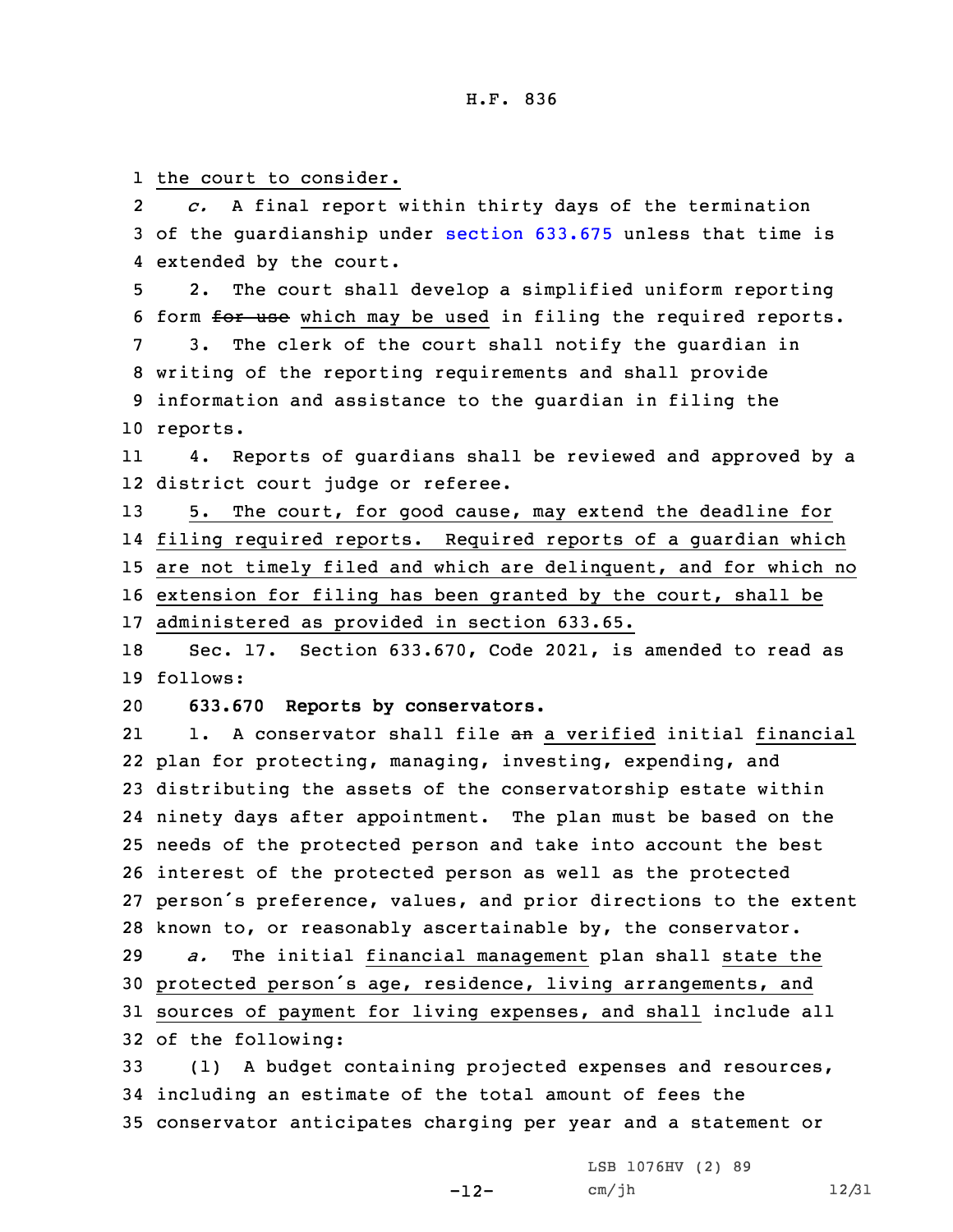the court to consider.

*c.* A final report within thirty days of the termination of the guardianship under section 633.675 unless that time is extended by the court.

2. The court shall develop a simplified uniform reporting form ~~for use~~ which may be used in filing the required reports.

3. The clerk of the court shall notify the guardian in writing of the reporting requirements and shall provide information and assistance to the guardian in filing the reports.

4. Reports of guardians shall be reviewed and approved by a district court judge or referee.

5. The court, for good cause, may extend the deadline for filing required reports. Required reports of a guardian which are not timely filed and which are delinquent, and for which no extension for filing has been granted by the court, shall be administered as provided in section 633.65.

Sec. 17. Section 633.670, Code 2021, is amended to read as follows:

**633.670 Reports by conservators.**

1. A conservator shall file ~~an~~ a verified initial financial plan for protecting, managing, investing, expending, and distributing the assets of the conservatorship estate within ninety days after appointment. The plan must be based on the needs of the protected person and take into account the best interest of the protected person as well as the protected person's preference, values, and prior directions to the extent known to, or reasonably ascertainable by, the conservator.

*a.* The initial financial management plan shall state the protected person's age, residence, living arrangements, and sources of payment for living expenses, and shall include all of the following:

(1) A budget containing projected expenses and resources, including an estimate of the total amount of fees the conservator anticipates charging per year and a statement or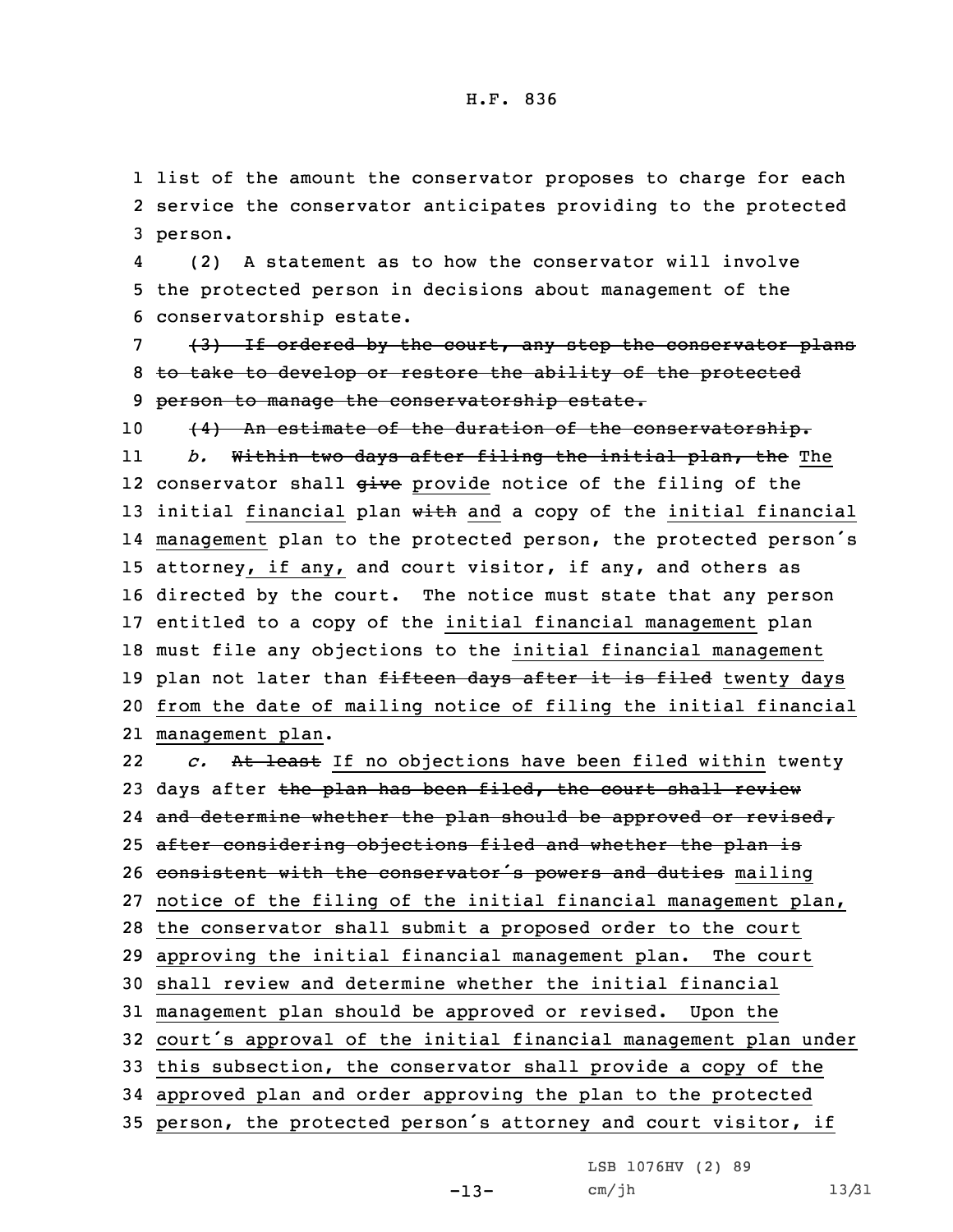list of the amount the conservator proposes to charge for each service the conservator anticipates providing to the protected person.

(2) A statement as to how the conservator will involve the protected person in decisions about management of the conservatorship estate.

~~(3) If ordered by the court, any step the conservator plans to take to develop or restore the ability of the protected person to manage the conservatorship estate.~~

~~(4) An estimate of the duration of the conservatorship.~~

*b.* ~~Within two days after filing the initial plan, the~~ The conservator shall ~~give~~ provide notice of the filing of the initial financial plan ~~with~~ and a copy of the initial financial management plan to the protected person, the protected person's attorney, if any, and court visitor, if any, and others as directed by the court. The notice must state that any person entitled to a copy of the initial financial management plan must file any objections to the initial financial management plan not later than ~~fifteen days after it is filed~~ twenty days from the date of mailing notice of filing the initial financial management plan.

*c.* ~~At least~~ If no objections have been filed within twenty days after ~~the plan has been filed, the court shall review and determine whether the plan should be approved or revised, after considering objections filed and whether the plan is consistent with the conservator's powers and duties~~ mailing notice of the filing of the initial financial management plan, the conservator shall submit a proposed order to the court approving the initial financial management plan. The court shall review and determine whether the initial financial management plan should be approved or revised. Upon the court's approval of the initial financial management plan under this subsection, the conservator shall provide a copy of the approved plan and order approving the plan to the protected person, the protected person's attorney and court visitor, if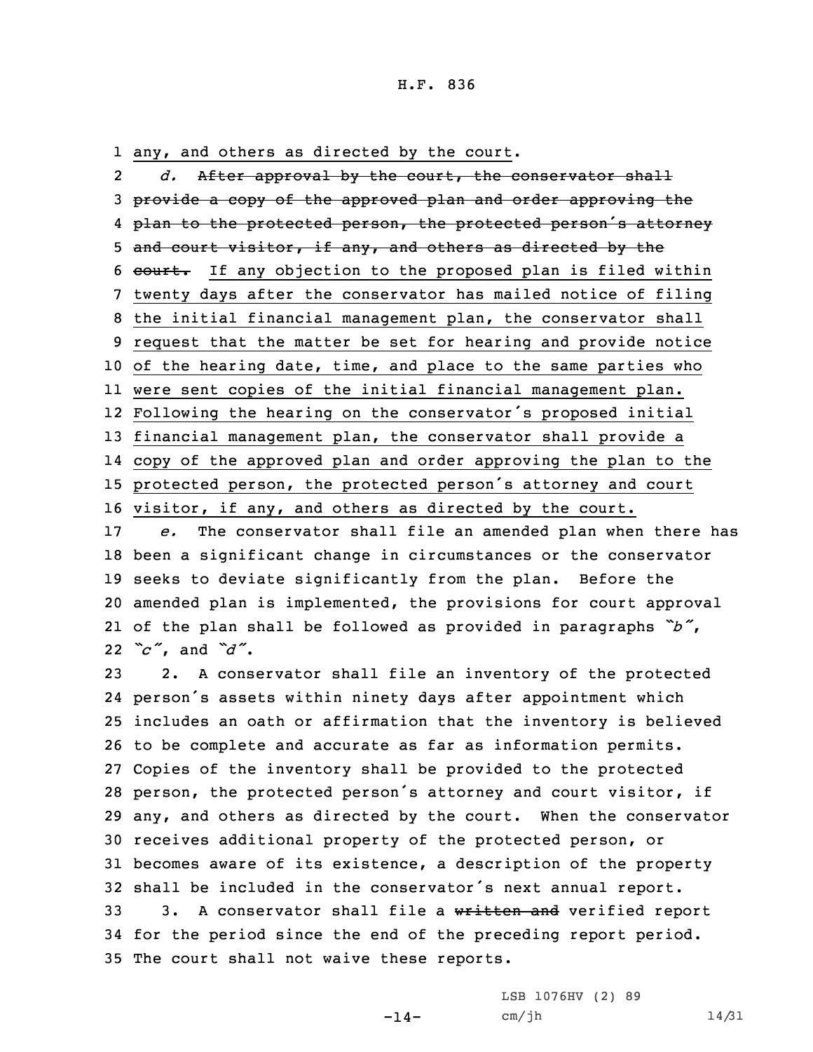any, and others as directed by the court.

*d.* ~~After approval by the court, the conservator shall provide a copy of the approved plan and order approving the plan to the protected person, the protected person's attorney and court visitor, if any, and others as directed by the court.~~ If any objection to the proposed plan is filed within twenty days after the conservator has mailed notice of filing the initial financial management plan, the conservator shall request that the matter be set for hearing and provide notice of the hearing date, time, and place to the same parties who were sent copies of the initial financial management plan. Following the hearing on the conservator's proposed initial financial management plan, the conservator shall provide a copy of the approved plan and order approving the plan to the protected person, the protected person's attorney and court visitor, if any, and others as directed by the court.

*e.* The conservator shall file an amended plan when there has been a significant change in circumstances or the conservator seeks to deviate significantly from the plan. Before the amended plan is implemented, the provisions for court approval of the plan shall be followed as provided in paragraphs *"b"*, *"c"*, and *"d"*.

2. A conservator shall file an inventory of the protected person's assets within ninety days after appointment which includes an oath or affirmation that the inventory is believed to be complete and accurate as far as information permits. Copies of the inventory shall be provided to the protected person, the protected person's attorney and court visitor, if any, and others as directed by the court. When the conservator receives additional property of the protected person, or becomes aware of its existence, a description of the property shall be included in the conservator's next annual report.

3. A conservator shall file a ~~written and~~ verified report for the period since the end of the preceding report period. The court shall not waive these reports.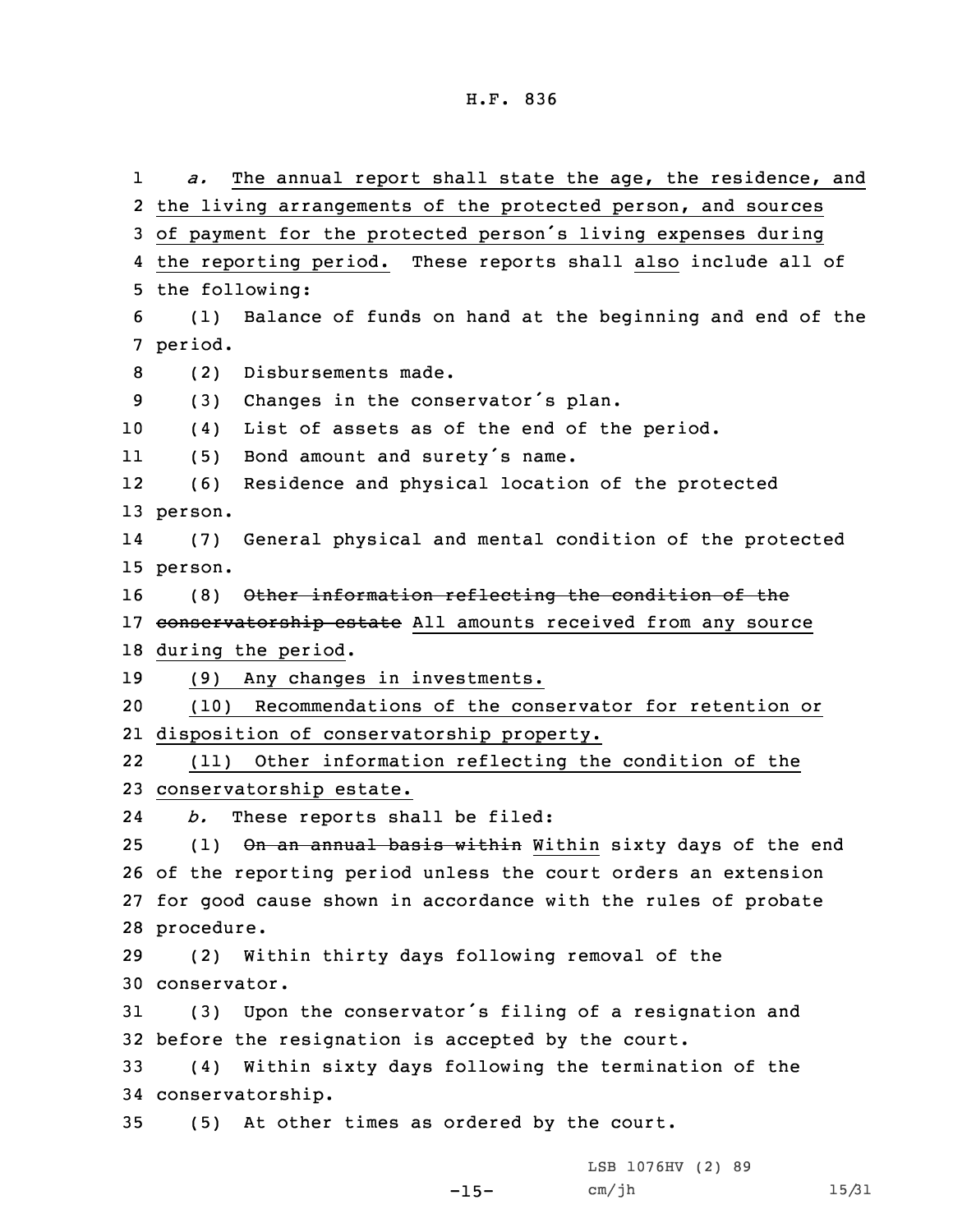*a.* The annual report shall state the age, the residence, and the living arrangements of the protected person, and sources of payment for the protected person's living expenses during the reporting period. These reports shall also include all of the following:

(1) Balance of funds on hand at the beginning and end of the period.

(2) Disbursements made.

(3) Changes in the conservator's plan.

(4) List of assets as of the end of the period.

(5) Bond amount and surety's name.

(6) Residence and physical location of the protected person.

(7) General physical and mental condition of the protected person.

(8) ~~Other information reflecting the condition of the conservatorship estate~~ All amounts received from any source during the period.

(9) Any changes in investments.

(10) Recommendations of the conservator for retention or disposition of conservatorship property.

(11) Other information reflecting the condition of the conservatorship estate.

*b.* These reports shall be filed:

(1) ~~On an annual basis within~~ Within sixty days of the end of the reporting period unless the court orders an extension for good cause shown in accordance with the rules of probate procedure.

(2) Within thirty days following removal of the conservator.

(3) Upon the conservator's filing of a resignation and before the resignation is accepted by the court.

(4) Within sixty days following the termination of the conservatorship.

(5) At other times as ordered by the court.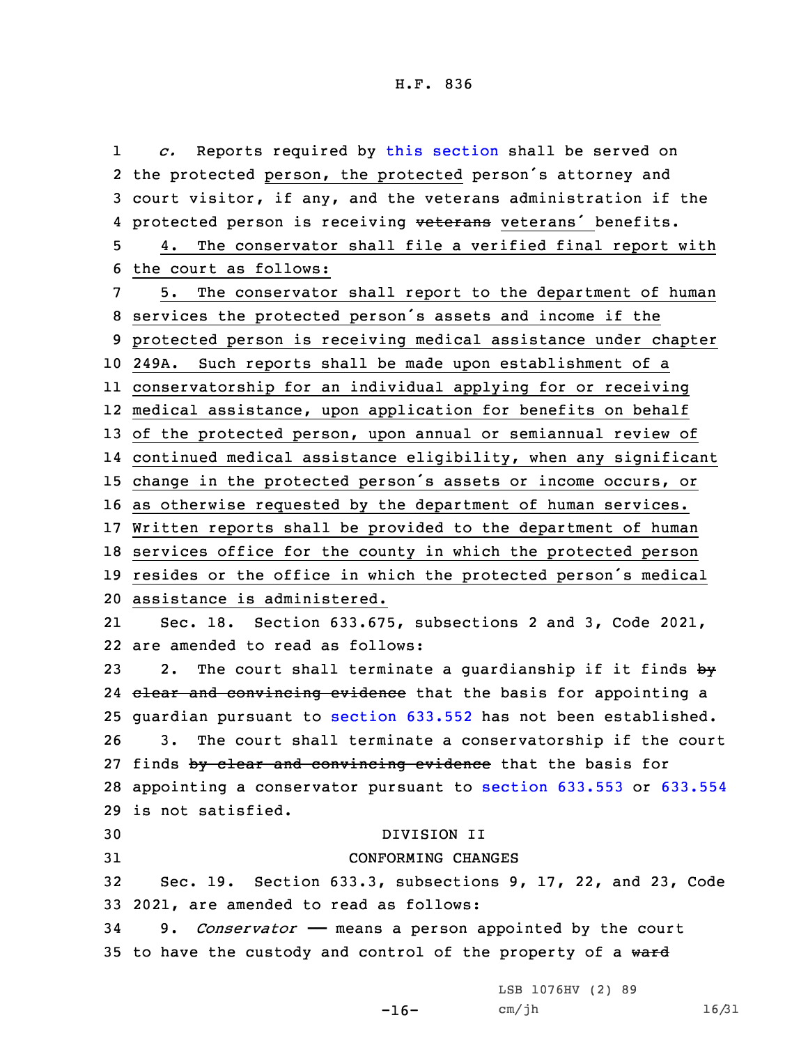1 *c.* Reports required by this section shall be served on
2 the protected person, the protected person's attorney and
3 court visitor, if any, and the veterans administration if the
4 protected person is receiving ~~veterans~~ veterans' benefits.
5 4. The conservator shall file a verified final report with
6 the court as follows:
7 5. The conservator shall report to the department of human
8 services the protected person's assets and income if the
9 protected person is receiving medical assistance under chapter
10 249A. Such reports shall be made upon establishment of a
11 conservatorship for an individual applying for or receiving
12 medical assistance, upon application for benefits on behalf
13 of the protected person, upon annual or semiannual review of
14 continued medical assistance eligibility, when any significant
15 change in the protected person's assets or income occurs, or
16 as otherwise requested by the department of human services.
17 Written reports shall be provided to the department of human
18 services office for the county in which the protected person
19 resides or the office in which the protected person's medical
20 assistance is administered.
21 Sec. 18. Section 633.675, subsections 2 and 3, Code 2021,
22 are amended to read as follows:
23 2. The court shall terminate a guardianship if it finds ~~by~~
24 ~~clear and convincing evidence~~ that the basis for appointing a
25 guardian pursuant to section 633.552 has not been established.
26 3. The court shall terminate a conservatorship if the court
27 finds ~~by clear and convincing evidence~~ that the basis for
28 appointing a conservator pursuant to section 633.553 or 633.554
29 is not satisfied.

30 DIVISION II

31 CONFORMING CHANGES

32 Sec. 19. Section 633.3, subsections 9, 17, 22, and 23, Code
33 2021, are amended to read as follows:
34 9. *Conservator* — means a person appointed by the court
35 to have the custody and control of the property of a ~~ward~~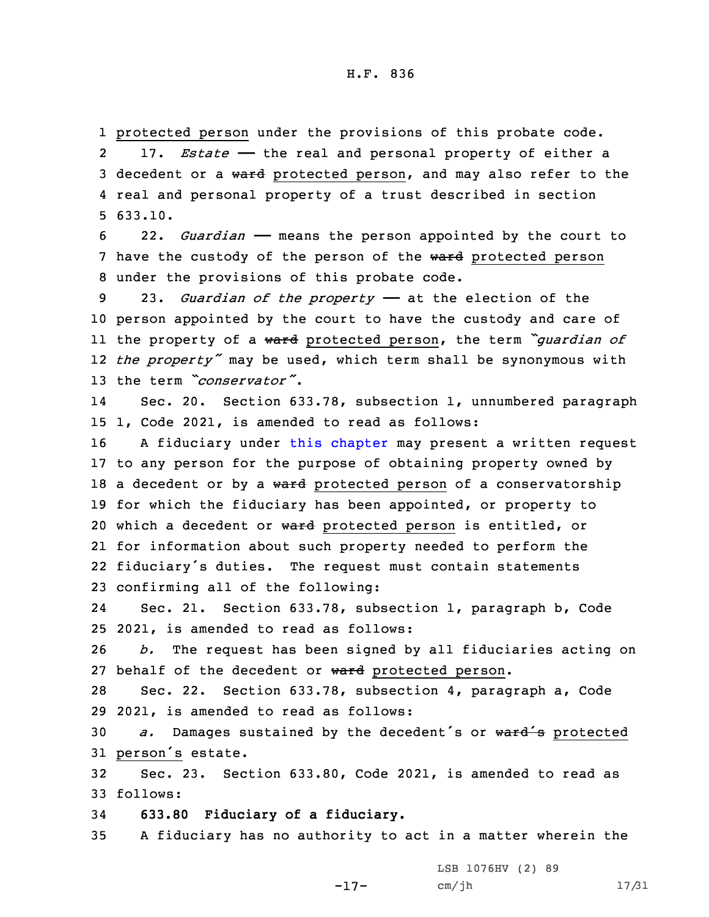protected person under the provisions of this probate code.

17. *Estate* —— the real and personal property of either a decedent or a ~~ward~~ protected person, and may also refer to the real and personal property of a trust described in section 633.10.

22. *Guardian* —— means the person appointed by the court to have the custody of the person of the ~~ward~~ protected person under the provisions of this probate code.

23. *Guardian of the property* —— at the election of the person appointed by the court to have the custody and care of the property of a ~~ward~~ protected person, the term *"guardian of the property"* may be used, which term shall be synonymous with the term *"conservator"*.

Sec. 20. Section 633.78, subsection 1, unnumbered paragraph 1, Code 2021, is amended to read as follows:

A fiduciary under this chapter may present a written request to any person for the purpose of obtaining property owned by a decedent or by a ~~ward~~ protected person of a conservatorship for which the fiduciary has been appointed, or property to which a decedent or ~~ward~~ protected person is entitled, or for information about such property needed to perform the fiduciary's duties. The request must contain statements confirming all of the following:

Sec. 21. Section 633.78, subsection 1, paragraph b, Code 2021, is amended to read as follows:

*b.* The request has been signed by all fiduciaries acting on behalf of the decedent or ~~ward~~ protected person.

Sec. 22. Section 633.78, subsection 4, paragraph a, Code 2021, is amended to read as follows:

*a.* Damages sustained by the decedent's or ~~ward's~~ protected person's estate.

Sec. 23. Section 633.80, Code 2021, is amended to read as follows:

**633.80 Fiduciary of a fiduciary.**

A fiduciary has no authority to act in a matter wherein the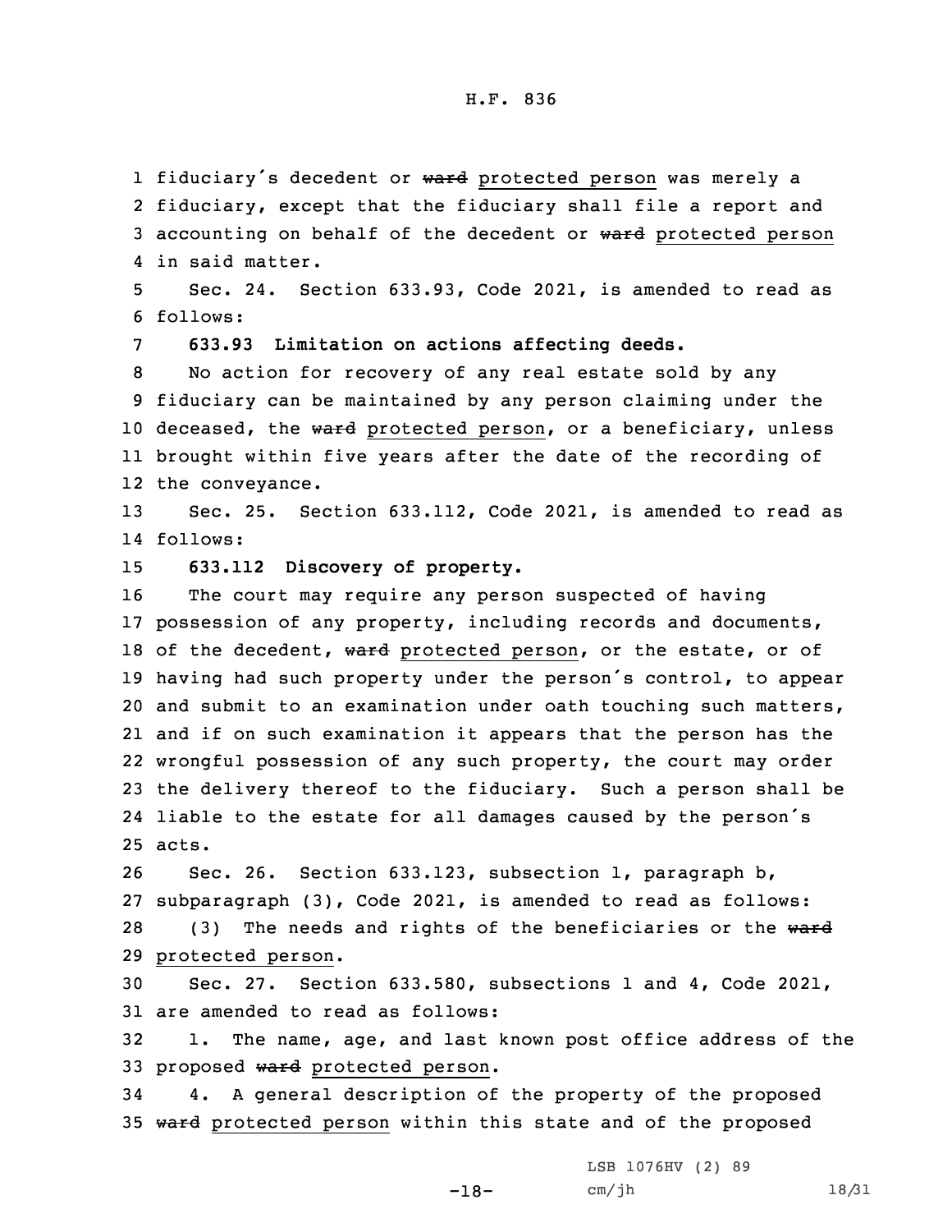fiduciary's decedent or ~~ward~~ protected person was merely a fiduciary, except that the fiduciary shall file a report and accounting on behalf of the decedent or ~~ward~~ protected person in said matter.

Sec. 24. Section 633.93, Code 2021, is amended to read as follows:

**633.93 Limitation on actions affecting deeds.**

No action for recovery of any real estate sold by any fiduciary can be maintained by any person claiming under the deceased, the ~~ward~~ protected person, or a beneficiary, unless brought within five years after the date of the recording of the conveyance.

Sec. 25. Section 633.112, Code 2021, is amended to read as follows:

**633.112 Discovery of property.**

The court may require any person suspected of having possession of any property, including records and documents, of the decedent, ~~ward~~ protected person, or the estate, or of having had such property under the person's control, to appear and submit to an examination under oath touching such matters, and if on such examination it appears that the person has the wrongful possession of any such property, the court may order the delivery thereof to the fiduciary. Such a person shall be liable to the estate for all damages caused by the person's acts.

Sec. 26. Section 633.123, subsection 1, paragraph b, subparagraph (3), Code 2021, is amended to read as follows:

(3) The needs and rights of the beneficiaries or the ~~ward~~ protected person.

Sec. 27. Section 633.580, subsections 1 and 4, Code 2021, are amended to read as follows:

1. The name, age, and last known post office address of the proposed ~~ward~~ protected person.

4. A general description of the property of the proposed ~~ward~~ protected person within this state and of the proposed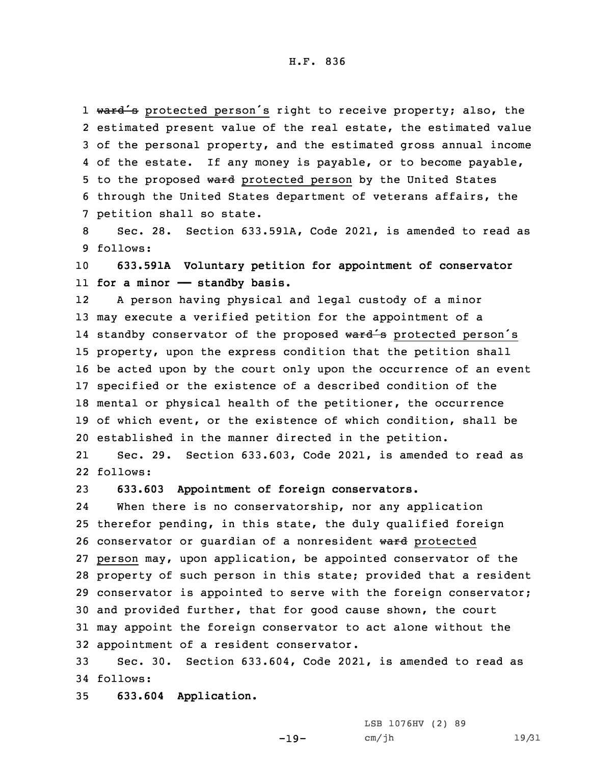~~ward's~~ protected person's right to receive property; also, the estimated present value of the real estate, the estimated value of the personal property, and the estimated gross annual income of the estate. If any money is payable, or to become payable, to the proposed ~~ward~~ protected person by the United States through the United States department of veterans affairs, the petition shall so state.

Sec. 28. Section 633.591A, Code 2021, is amended to read as follows:

**633.591A Voluntary petition for appointment of conservator for a minor —— standby basis.**

A person having physical and legal custody of a minor may execute a verified petition for the appointment of a standby conservator of the proposed ~~ward's~~ protected person's property, upon the express condition that the petition shall be acted upon by the court only upon the occurrence of an event specified or the existence of a described condition of the mental or physical health of the petitioner, the occurrence of which event, or the existence of which condition, shall be established in the manner directed in the petition.

Sec. 29. Section 633.603, Code 2021, is amended to read as follows:

**633.603 Appointment of foreign conservators.**

When there is no conservatorship, nor any application therefor pending, in this state, the duly qualified foreign conservator or guardian of a nonresident ~~ward~~ protected person may, upon application, be appointed conservator of the property of such person in this state; provided that a resident conservator is appointed to serve with the foreign conservator; and provided further, that for good cause shown, the court may appoint the foreign conservator to act alone without the appointment of a resident conservator.

Sec. 30. Section 633.604, Code 2021, is amended to read as follows:

**633.604 Application.**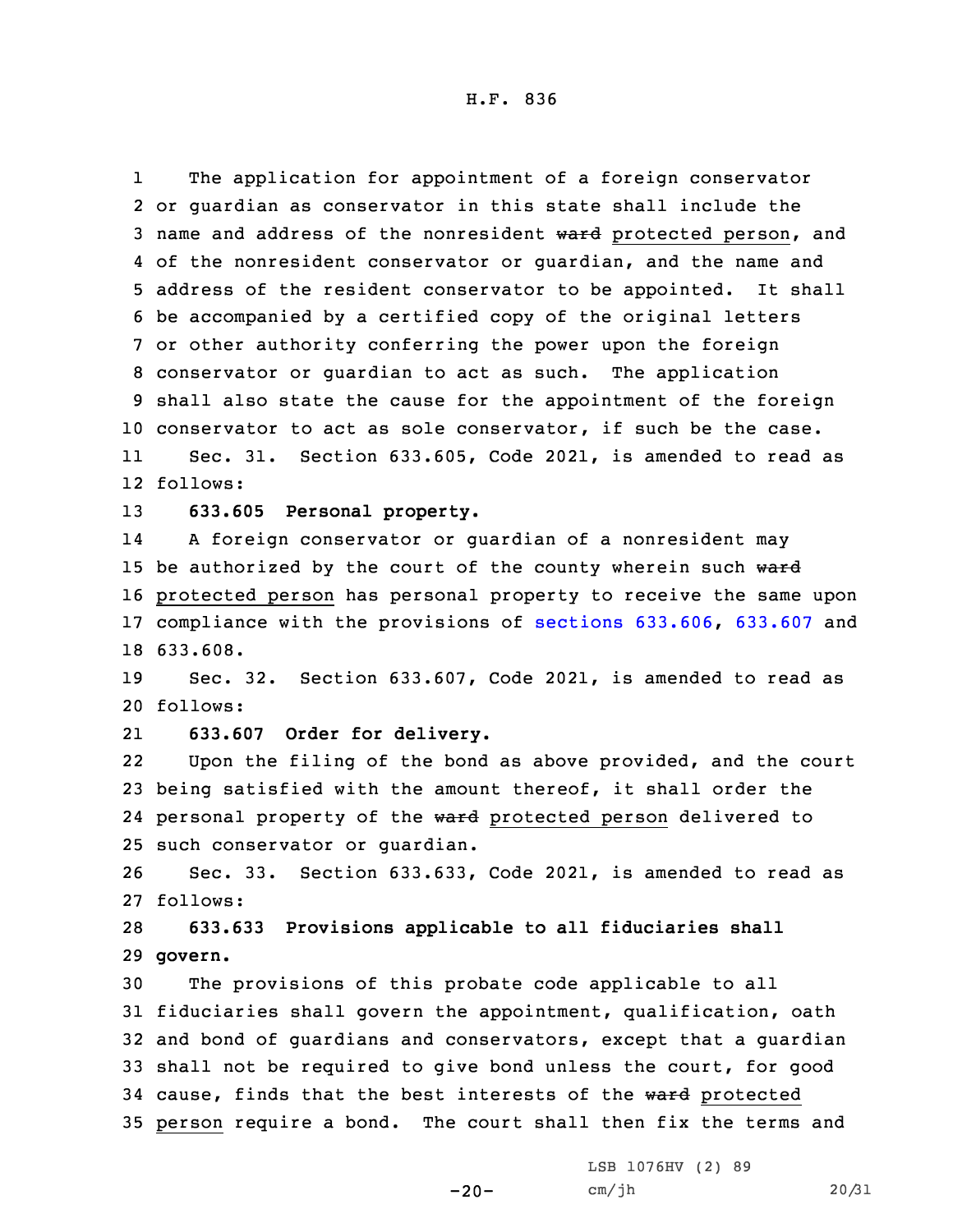The application for appointment of a foreign conservator or guardian as conservator in this state shall include the name and address of the nonresident ~~ward~~ protected person, and of the nonresident conservator or guardian, and the name and address of the resident conservator to be appointed. It shall be accompanied by a certified copy of the original letters or other authority conferring the power upon the foreign conservator or guardian to act as such. The application shall also state the cause for the appointment of the foreign conservator to act as sole conservator, if such be the case.

Sec. 31. Section 633.605, Code 2021, is amended to read as follows:

**633.605 Personal property.**

A foreign conservator or guardian of a nonresident may be authorized by the court of the county wherein such ~~ward~~ protected person has personal property to receive the same upon compliance with the provisions of sections 633.606, 633.607 and 633.608.

Sec. 32. Section 633.607, Code 2021, is amended to read as follows:

**633.607 Order for delivery.**

Upon the filing of the bond as above provided, and the court being satisfied with the amount thereof, it shall order the personal property of the ~~ward~~ protected person delivered to such conservator or guardian.

Sec. 33. Section 633.633, Code 2021, is amended to read as follows:

**633.633 Provisions applicable to all fiduciaries shall govern.**

The provisions of this probate code applicable to all fiduciaries shall govern the appointment, qualification, oath and bond of guardians and conservators, except that a guardian shall not be required to give bond unless the court, for good cause, finds that the best interests of the ~~ward~~ protected person require a bond. The court shall then fix the terms and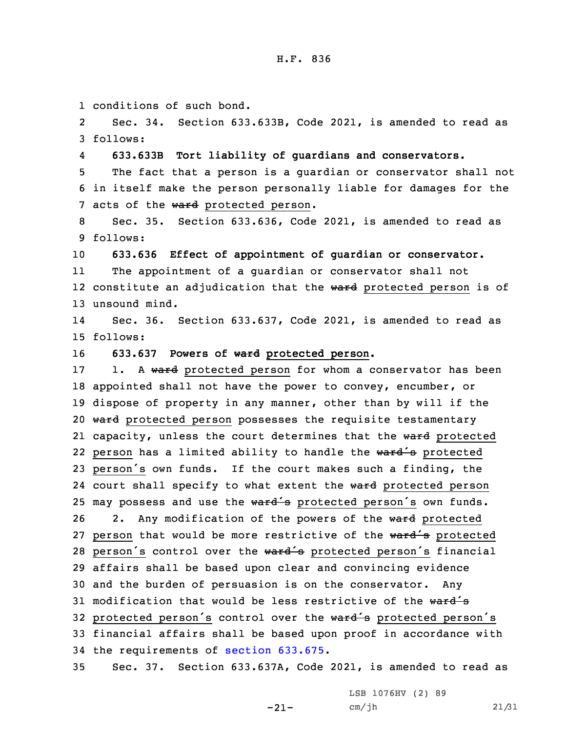conditions of such bond.

Sec. 34. Section 633.633B, Code 2021, is amended to read as follows:

**633.633B Tort liability of guardians and conservators.**

The fact that a person is a guardian or conservator shall not in itself make the person personally liable for damages for the acts of the ~~ward~~ protected person.

Sec. 35. Section 633.636, Code 2021, is amended to read as follows:

**633.636 Effect of appointment of guardian or conservator.**

The appointment of a guardian or conservator shall not constitute an adjudication that the ~~ward~~ protected person is of unsound mind.

Sec. 36. Section 633.637, Code 2021, is amended to read as follows:

**633.637 Powers of ~~ward~~ protected person.**

1. A ~~ward~~ protected person for whom a conservator has been appointed shall not have the power to convey, encumber, or dispose of property in any manner, other than by will if the ~~ward~~ protected person possesses the requisite testamentary capacity, unless the court determines that the ~~ward~~ protected person has a limited ability to handle the ~~ward's~~ protected person's own funds. If the court makes such a finding, the court shall specify to what extent the ~~ward~~ protected person may possess and use the ~~ward's~~ protected person's own funds.

2. Any modification of the powers of the ~~ward~~ protected person that would be more restrictive of the ~~ward's~~ protected person's control over the ~~ward's~~ protected person's financial affairs shall be based upon clear and convincing evidence and the burden of persuasion is on the conservator. Any modification that would be less restrictive of the ~~ward's~~ protected person's control over the ~~ward's~~ protected person's financial affairs shall be based upon proof in accordance with the requirements of section 633.675.

Sec. 37. Section 633.637A, Code 2021, is amended to read as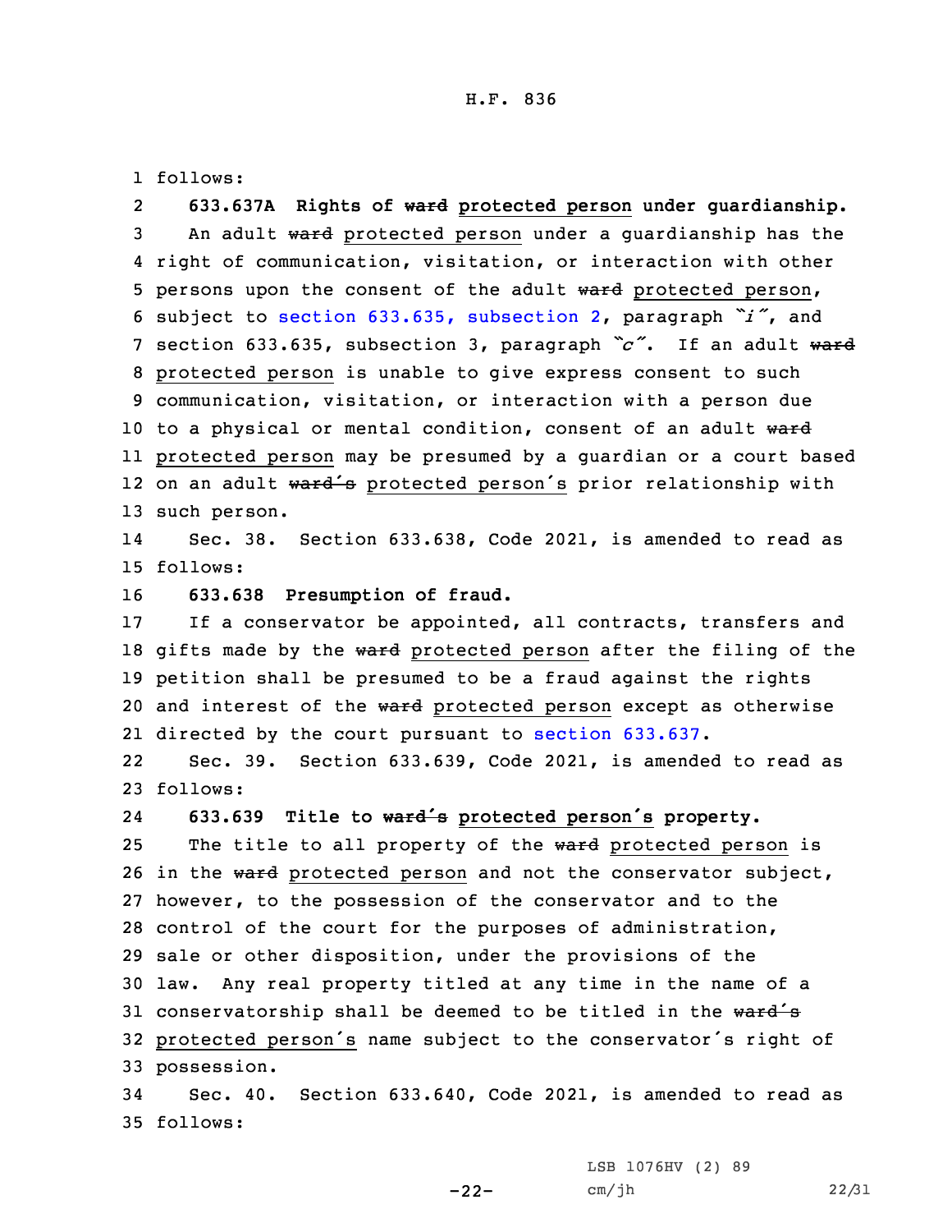follows:

**633.637A Rights of ~~ward~~ protected person under guardianship.**

An adult ~~ward~~ protected person under a guardianship has the right of communication, visitation, or interaction with other persons upon the consent of the adult ~~ward~~ protected person, subject to section 633.635, subsection 2, paragraph *"i"*, and section 633.635, subsection 3, paragraph *"c"*. If an adult ~~ward~~ protected person is unable to give express consent to such communication, visitation, or interaction with a person due to a physical or mental condition, consent of an adult ~~ward~~ protected person may be presumed by a guardian or a court based on an adult ~~ward's~~ protected person's prior relationship with such person.

Sec. 38. Section 633.638, Code 2021, is amended to read as follows:

**633.638 Presumption of fraud.**

If a conservator be appointed, all contracts, transfers and gifts made by the ~~ward~~ protected person after the filing of the petition shall be presumed to be a fraud against the rights and interest of the ~~ward~~ protected person except as otherwise directed by the court pursuant to section 633.637.

Sec. 39. Section 633.639, Code 2021, is amended to read as follows:

**633.639 Title to ~~ward's~~ protected person's property.**

The title to all property of the ~~ward~~ protected person is in the ~~ward~~ protected person and not the conservator subject, however, to the possession of the conservator and to the control of the court for the purposes of administration, sale or other disposition, under the provisions of the law. Any real property titled at any time in the name of a conservatorship shall be deemed to be titled in the ~~ward's~~ protected person's name subject to the conservator's right of possession.

Sec. 40. Section 633.640, Code 2021, is amended to read as follows: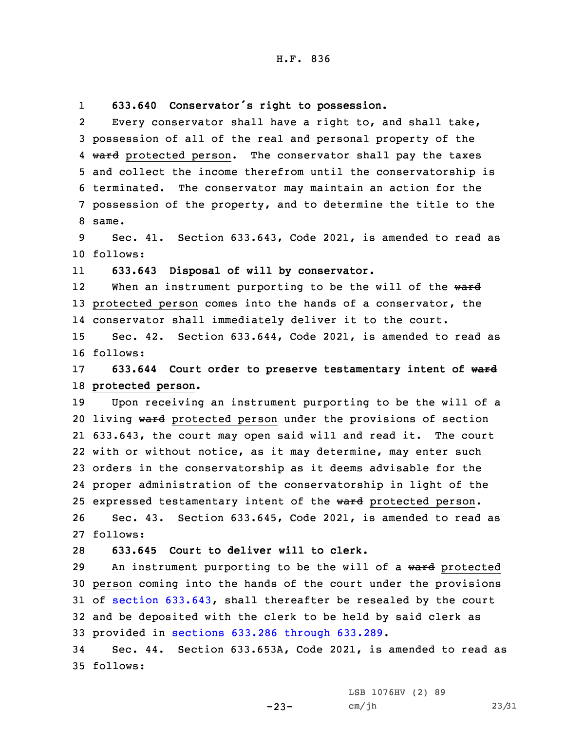**633.640 Conservator's right to possession.**

Every conservator shall have a right to, and shall take, possession of all of the real and personal property of the ~~ward~~ protected person. The conservator shall pay the taxes and collect the income therefrom until the conservatorship is terminated. The conservator may maintain an action for the possession of the property, and to determine the title to the same.

Sec. 41. Section 633.643, Code 2021, is amended to read as follows:

**633.643 Disposal of will by conservator.**

When an instrument purporting to be the will of the ~~ward~~ protected person comes into the hands of a conservator, the conservator shall immediately deliver it to the court.

Sec. 42. Section 633.644, Code 2021, is amended to read as follows:

**633.644 Court order to preserve testamentary intent of ~~ward~~ protected person.**

Upon receiving an instrument purporting to be the will of a living ~~ward~~ protected person under the provisions of section 633.643, the court may open said will and read it. The court with or without notice, as it may determine, may enter such orders in the conservatorship as it deems advisable for the proper administration of the conservatorship in light of the expressed testamentary intent of the ~~ward~~ protected person.

Sec. 43. Section 633.645, Code 2021, is amended to read as follows:

**633.645 Court to deliver will to clerk.**

An instrument purporting to be the will of a ~~ward~~ protected person coming into the hands of the court under the provisions of section 633.643, shall thereafter be resealed by the court and be deposited with the clerk to be held by said clerk as provided in sections 633.286 through 633.289.

Sec. 44. Section 633.653A, Code 2021, is amended to read as follows: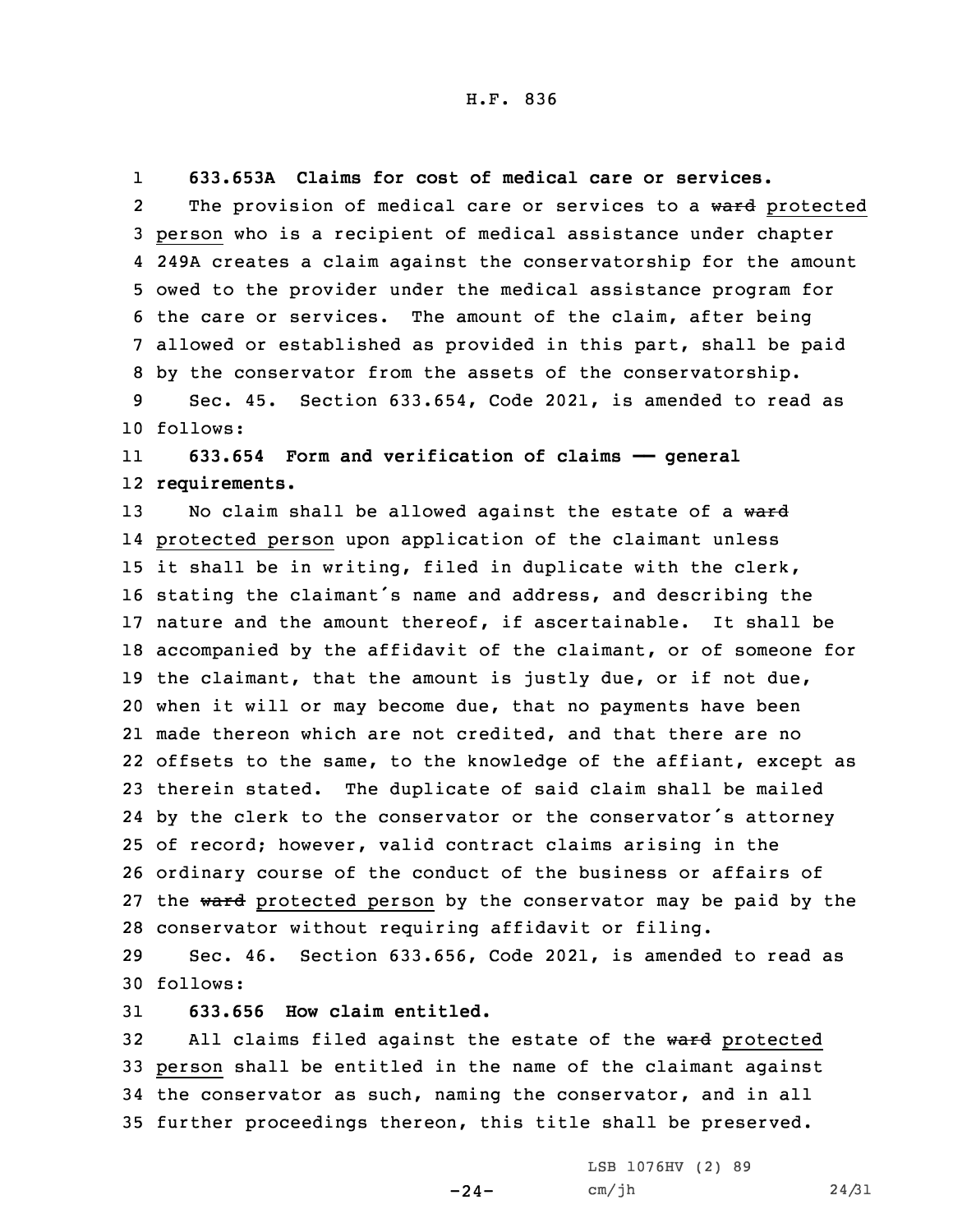**633.653A Claims for cost of medical care or services.**

The provision of medical care or services to a ~~ward~~ protected person who is a recipient of medical assistance under chapter 249A creates a claim against the conservatorship for the amount owed to the provider under the medical assistance program for the care or services. The amount of the claim, after being allowed or established as provided in this part, shall be paid by the conservator from the assets of the conservatorship.

Sec. 45. Section 633.654, Code 2021, is amended to read as follows:

**633.654 Form and verification of claims —— general requirements.**

No claim shall be allowed against the estate of a ~~ward~~ protected person upon application of the claimant unless it shall be in writing, filed in duplicate with the clerk, stating the claimant's name and address, and describing the nature and the amount thereof, if ascertainable. It shall be accompanied by the affidavit of the claimant, or of someone for the claimant, that the amount is justly due, or if not due, when it will or may become due, that no payments have been made thereon which are not credited, and that there are no offsets to the same, to the knowledge of the affiant, except as therein stated. The duplicate of said claim shall be mailed by the clerk to the conservator or the conservator's attorney of record; however, valid contract claims arising in the ordinary course of the conduct of the business or affairs of the ~~ward~~ protected person by the conservator may be paid by the conservator without requiring affidavit or filing.

Sec. 46. Section 633.656, Code 2021, is amended to read as follows:

**633.656 How claim entitled.**

All claims filed against the estate of the ~~ward~~ protected person shall be entitled in the name of the claimant against the conservator as such, naming the conservator, and in all further proceedings thereon, this title shall be preserved.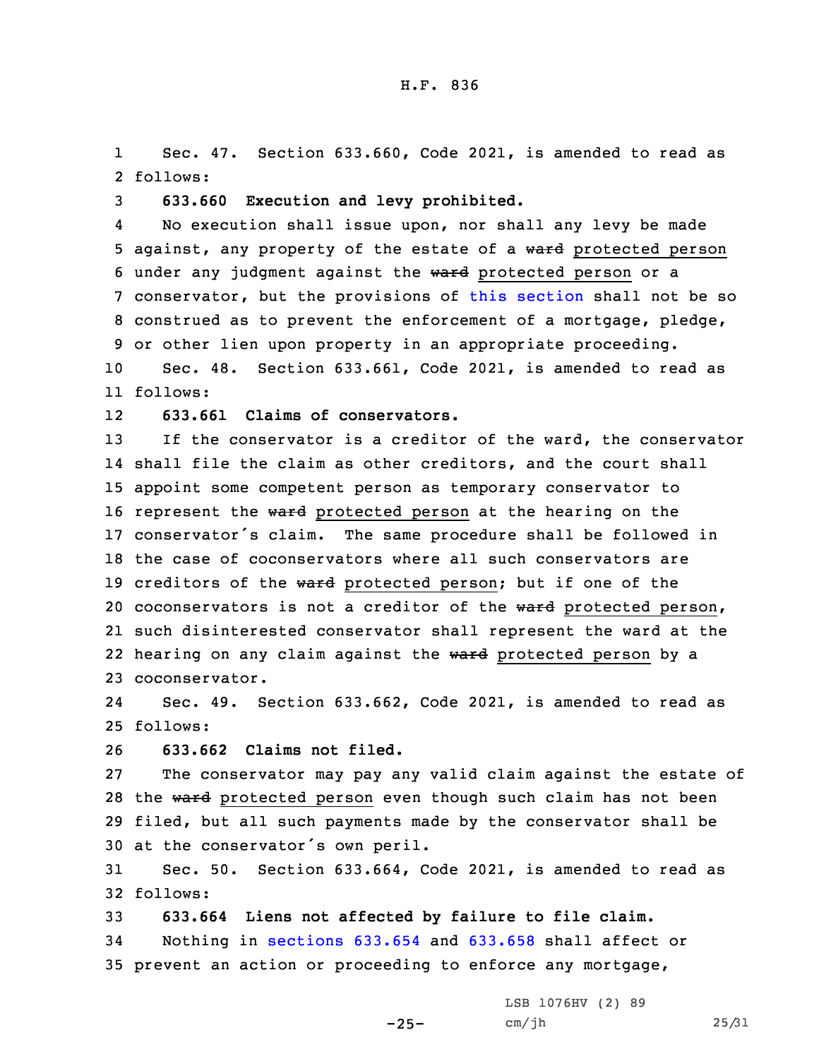Sec. 47. Section 633.660, Code 2021, is amended to read as follows:

**633.660 Execution and levy prohibited.**

No execution shall issue upon, nor shall any levy be made against, any property of the estate of a ~~ward~~ protected person under any judgment against the ~~ward~~ protected person or a conservator, but the provisions of this section shall not be so construed as to prevent the enforcement of a mortgage, pledge, or other lien upon property in an appropriate proceeding.

Sec. 48. Section 633.661, Code 2021, is amended to read as follows:

**633.661 Claims of conservators.**

If the conservator is a creditor of the ward, the conservator shall file the claim as other creditors, and the court shall appoint some competent person as temporary conservator to represent the ~~ward~~ protected person at the hearing on the conservator's claim. The same procedure shall be followed in the case of coconservators where all such conservators are creditors of the ~~ward~~ protected person; but if one of the coconservators is not a creditor of the ~~ward~~ protected person, such disinterested conservator shall represent the ward at the hearing on any claim against the ~~ward~~ protected person by a coconservator.

Sec. 49. Section 633.662, Code 2021, is amended to read as follows:

**633.662 Claims not filed.**

The conservator may pay any valid claim against the estate of the ~~ward~~ protected person even though such claim has not been filed, but all such payments made by the conservator shall be at the conservator's own peril.

Sec. 50. Section 633.664, Code 2021, is amended to read as follows:

**633.664 Liens not affected by failure to file claim.**

Nothing in sections 633.654 and 633.658 shall affect or prevent an action or proceeding to enforce any mortgage,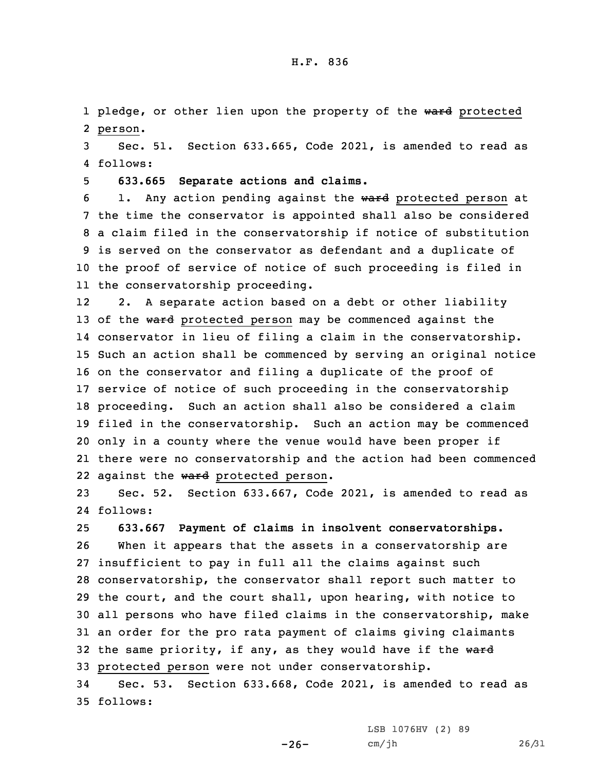pledge, or other lien upon the property of the ~~ward~~ protected person.

Sec. 51. Section 633.665, Code 2021, is amended to read as follows:

**633.665 Separate actions and claims.**

1. Any action pending against the ~~ward~~ protected person at the time the conservator is appointed shall also be considered a claim filed in the conservatorship if notice of substitution is served on the conservator as defendant and a duplicate of the proof of service of notice of such proceeding is filed in the conservatorship proceeding.

2. A separate action based on a debt or other liability of the ~~ward~~ protected person may be commenced against the conservator in lieu of filing a claim in the conservatorship. Such an action shall be commenced by serving an original notice on the conservator and filing a duplicate of the proof of service of notice of such proceeding in the conservatorship proceeding. Such an action shall also be considered a claim filed in the conservatorship. Such an action may be commenced only in a county where the venue would have been proper if there were no conservatorship and the action had been commenced against the ~~ward~~ protected person.

Sec. 52. Section 633.667, Code 2021, is amended to read as follows:

**633.667 Payment of claims in insolvent conservatorships.**

When it appears that the assets in a conservatorship are insufficient to pay in full all the claims against such conservatorship, the conservator shall report such matter to the court, and the court shall, upon hearing, with notice to all persons who have filed claims in the conservatorship, make an order for the pro rata payment of claims giving claimants the same priority, if any, as they would have if the ~~ward~~ protected person were not under conservatorship.

Sec. 53. Section 633.668, Code 2021, is amended to read as follows: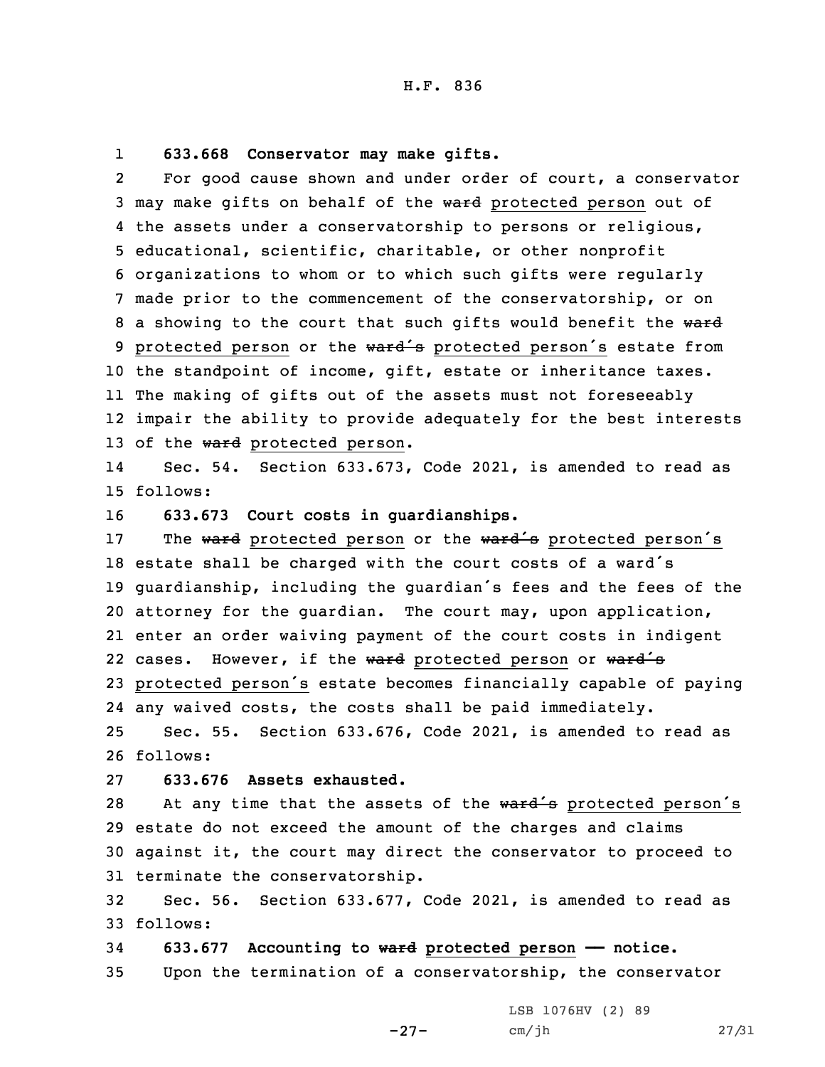**633.668 Conservator may make gifts.**

For good cause shown and under order of court, a conservator may make gifts on behalf of the ~~ward~~ protected person out of the assets under a conservatorship to persons or religious, educational, scientific, charitable, or other nonprofit organizations to whom or to which such gifts were regularly made prior to the commencement of the conservatorship, or on a showing to the court that such gifts would benefit the ~~ward~~ protected person or the ~~ward's~~ protected person's estate from the standpoint of income, gift, estate or inheritance taxes. The making of gifts out of the assets must not foreseeably impair the ability to provide adequately for the best interests of the ~~ward~~ protected person.

Sec. 54. Section 633.673, Code 2021, is amended to read as follows:

**633.673 Court costs in guardianships.**

The ~~ward~~ protected person or the ~~ward's~~ protected person's estate shall be charged with the court costs of a ward's guardianship, including the guardian's fees and the fees of the attorney for the guardian. The court may, upon application, enter an order waiving payment of the court costs in indigent cases. However, if the ~~ward~~ protected person or ~~ward's~~ protected person's estate becomes financially capable of paying any waived costs, the costs shall be paid immediately.

Sec. 55. Section 633.676, Code 2021, is amended to read as follows:

**633.676 Assets exhausted.**

At any time that the assets of the ~~ward's~~ protected person's estate do not exceed the amount of the charges and claims against it, the court may direct the conservator to proceed to terminate the conservatorship.

Sec. 56. Section 633.677, Code 2021, is amended to read as follows:

**633.677 Accounting to ~~ward~~ protected person — notice.**

Upon the termination of a conservatorship, the conservator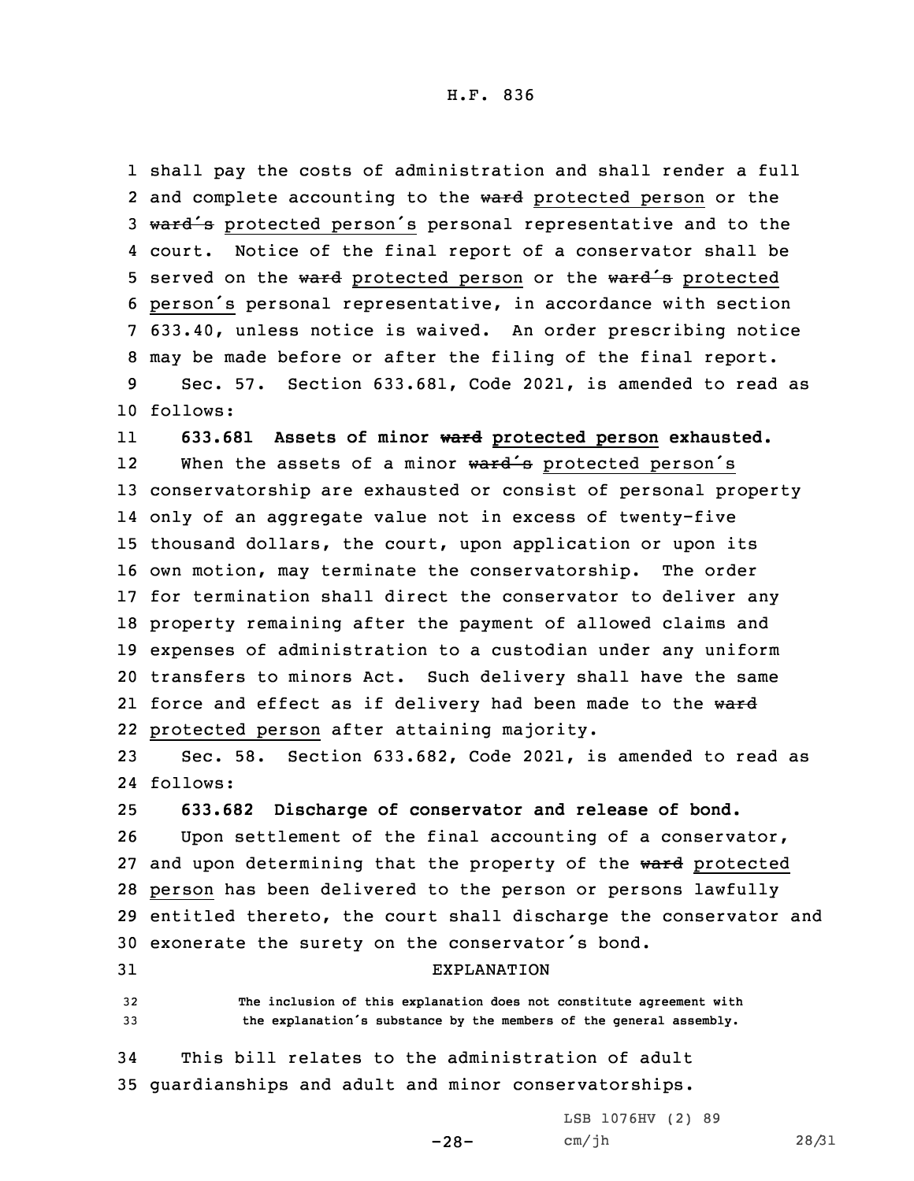shall pay the costs of administration and shall render a full and complete accounting to the ~~ward~~ protected person or the ~~ward's~~ protected person's personal representative and to the court. Notice of the final report of a conservator shall be served on the ~~ward~~ protected person or the ~~ward's~~ protected person's personal representative, in accordance with section 633.40, unless notice is waived. An order prescribing notice may be made before or after the filing of the final report.

Sec. 57. Section 633.681, Code 2021, is amended to read as follows:

**633.681 Assets of minor ~~ward~~ protected person exhausted.**

When the assets of a minor ~~ward's~~ protected person's conservatorship are exhausted or consist of personal property only of an aggregate value not in excess of twenty-five thousand dollars, the court, upon application or upon its own motion, may terminate the conservatorship. The order for termination shall direct the conservator to deliver any property remaining after the payment of allowed claims and expenses of administration to a custodian under any uniform transfers to minors Act. Such delivery shall have the same force and effect as if delivery had been made to the ~~ward~~ protected person after attaining majority.

Sec. 58. Section 633.682, Code 2021, is amended to read as follows:

**633.682 Discharge of conservator and release of bond.**

Upon settlement of the final accounting of a conservator, and upon determining that the property of the ~~ward~~ protected person has been delivered to the person or persons lawfully entitled thereto, the court shall discharge the conservator and exonerate the surety on the conservator's bond.

EXPLANATION

The inclusion of this explanation does not constitute agreement with the explanation's substance by the members of the general assembly.

This bill relates to the administration of adult guardianships and adult and minor conservatorships.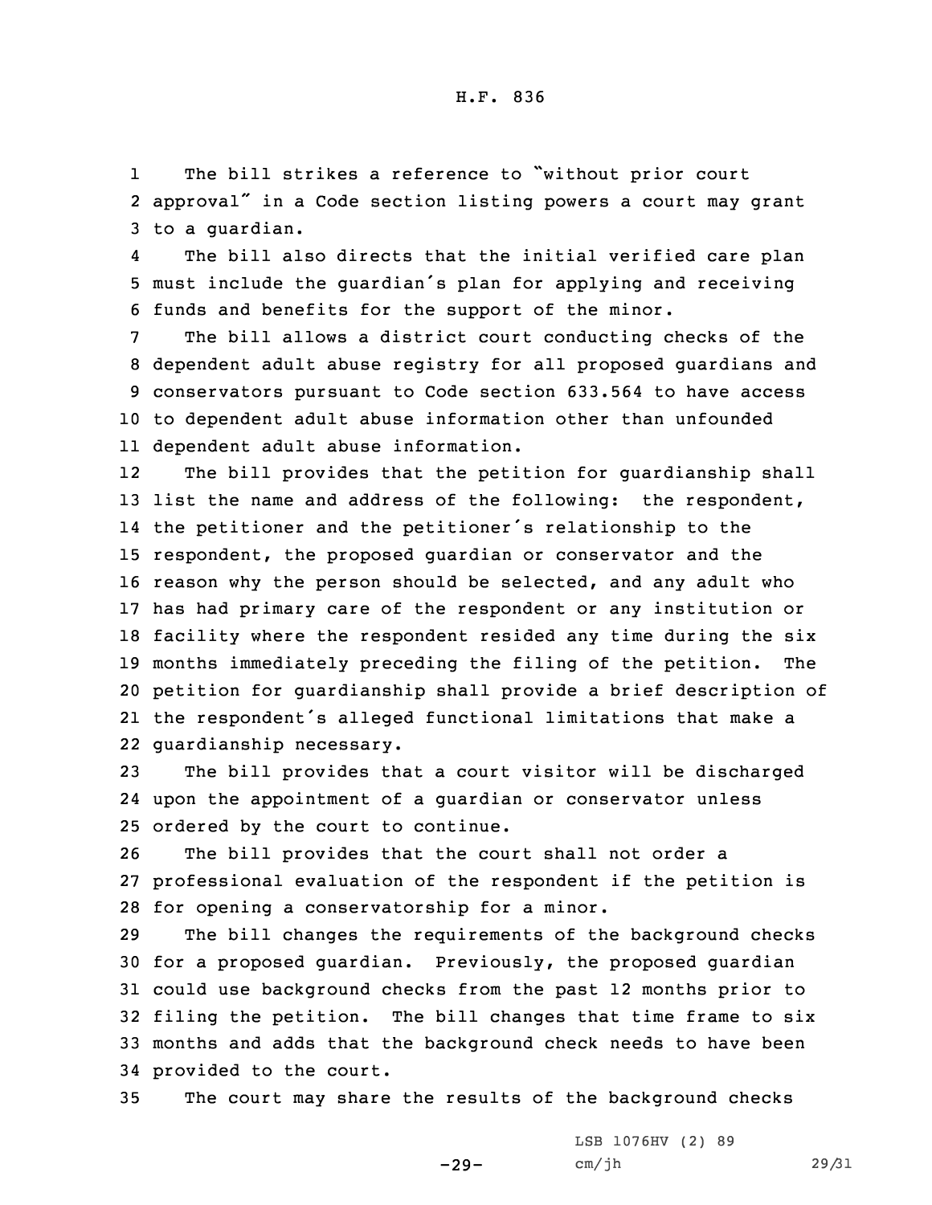The bill strikes a reference to "without prior court approval" in a Code section listing powers a court may grant to a guardian.

The bill also directs that the initial verified care plan must include the guardian's plan for applying and receiving funds and benefits for the support of the minor.

The bill allows a district court conducting checks of the dependent adult abuse registry for all proposed guardians and conservators pursuant to Code section 633.564 to have access to dependent adult abuse information other than unfounded dependent adult abuse information.

The bill provides that the petition for guardianship shall list the name and address of the following: the respondent, the petitioner and the petitioner's relationship to the respondent, the proposed guardian or conservator and the reason why the person should be selected, and any adult who has had primary care of the respondent or any institution or facility where the respondent resided any time during the six months immediately preceding the filing of the petition. The petition for guardianship shall provide a brief description of the respondent's alleged functional limitations that make a guardianship necessary.

The bill provides that a court visitor will be discharged upon the appointment of a guardian or conservator unless ordered by the court to continue.

The bill provides that the court shall not order a professional evaluation of the respondent if the petition is for opening a conservatorship for a minor.

The bill changes the requirements of the background checks for a proposed guardian. Previously, the proposed guardian could use background checks from the past 12 months prior to filing the petition. The bill changes that time frame to six months and adds that the background check needs to have been provided to the court.

The court may share the results of the background checks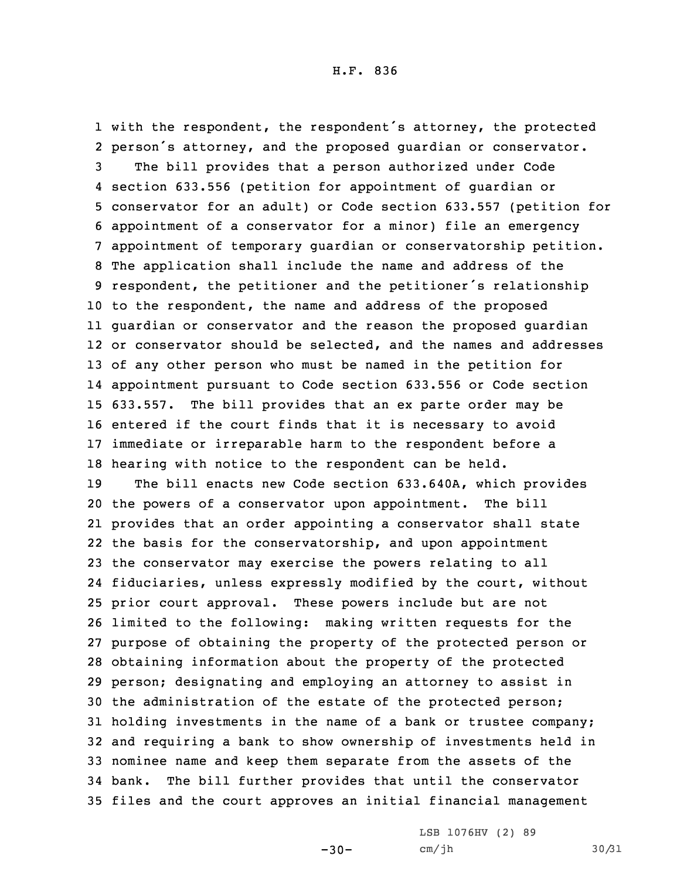with the respondent, the respondent's attorney, the protected person's attorney, and the proposed guardian or conservator.

The bill provides that a person authorized under Code section 633.556 (petition for appointment of guardian or conservator for an adult) or Code section 633.557 (petition for appointment of a conservator for a minor) file an emergency appointment of temporary guardian or conservatorship petition. The application shall include the name and address of the respondent, the petitioner and the petitioner's relationship to the respondent, the name and address of the proposed guardian or conservator and the reason the proposed guardian or conservator should be selected, and the names and addresses of any other person who must be named in the petition for appointment pursuant to Code section 633.556 or Code section 633.557. The bill provides that an ex parte order may be entered if the court finds that it is necessary to avoid immediate or irreparable harm to the respondent before a hearing with notice to the respondent can be held.

The bill enacts new Code section 633.640A, which provides the powers of a conservator upon appointment. The bill provides that an order appointing a conservator shall state the basis for the conservatorship, and upon appointment the conservator may exercise the powers relating to all fiduciaries, unless expressly modified by the court, without prior court approval. These powers include but are not limited to the following: making written requests for the purpose of obtaining the property of the protected person or obtaining information about the property of the protected person; designating and employing an attorney to assist in the administration of the estate of the protected person; holding investments in the name of a bank or trustee company; and requiring a bank to show ownership of investments held in nominee name and keep them separate from the assets of the bank. The bill further provides that until the conservator files and the court approves an initial financial management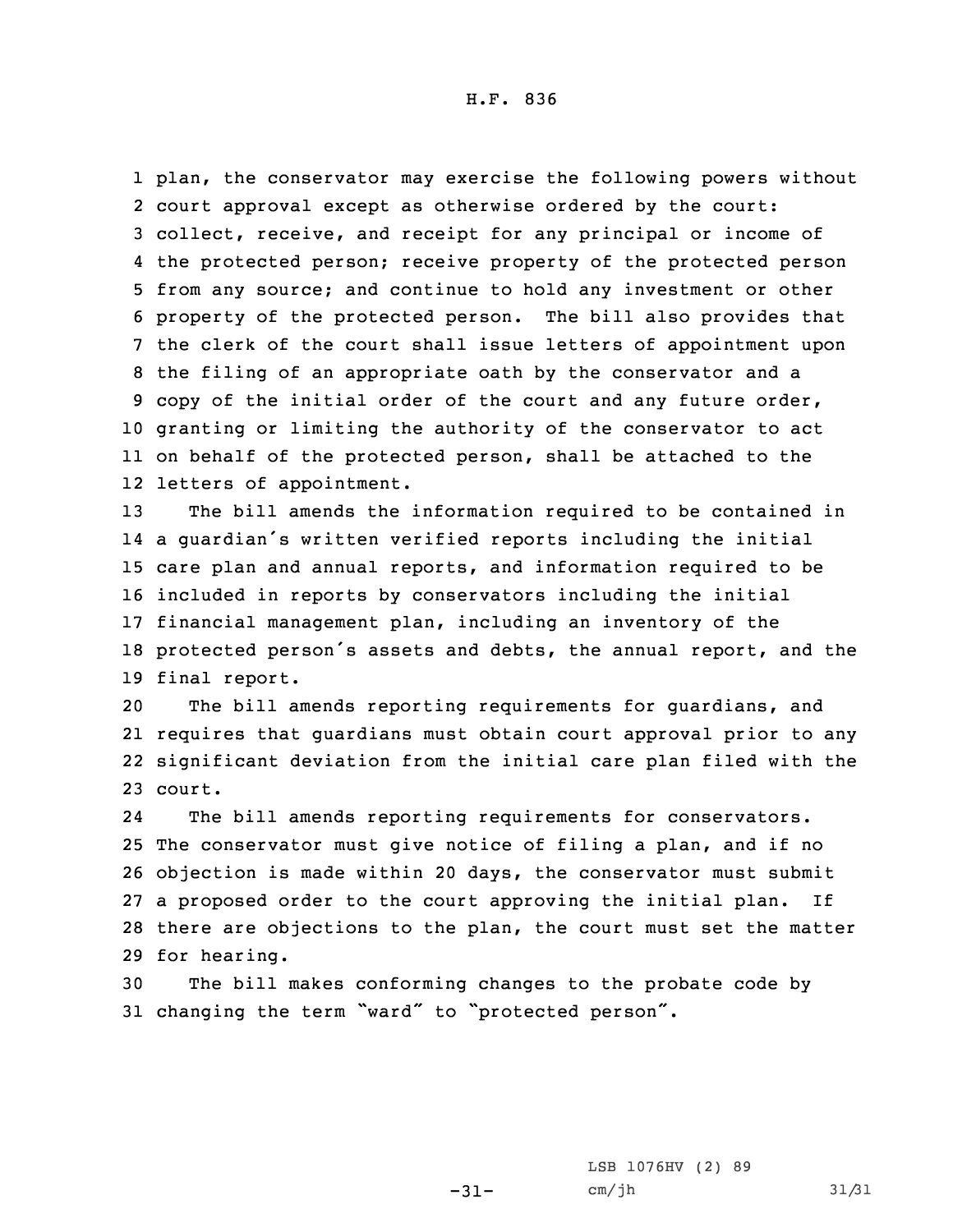plan, the conservator may exercise the following powers without court approval except as otherwise ordered by the court: collect, receive, and receipt for any principal or income of the protected person; receive property of the protected person from any source; and continue to hold any investment or other property of the protected person. The bill also provides that the clerk of the court shall issue letters of appointment upon the filing of an appropriate oath by the conservator and a copy of the initial order of the court and any future order, granting or limiting the authority of the conservator to act on behalf of the protected person, shall be attached to the letters of appointment.

The bill amends the information required to be contained in a guardian's written verified reports including the initial care plan and annual reports, and information required to be included in reports by conservators including the initial financial management plan, including an inventory of the protected person's assets and debts, the annual report, and the final report.

The bill amends reporting requirements for guardians, and requires that guardians must obtain court approval prior to any significant deviation from the initial care plan filed with the court.

The bill amends reporting requirements for conservators. The conservator must give notice of filing a plan, and if no objection is made within 20 days, the conservator must submit a proposed order to the court approving the initial plan. If there are objections to the plan, the court must set the matter for hearing.

The bill makes conforming changes to the probate code by changing the term "ward" to "protected person".